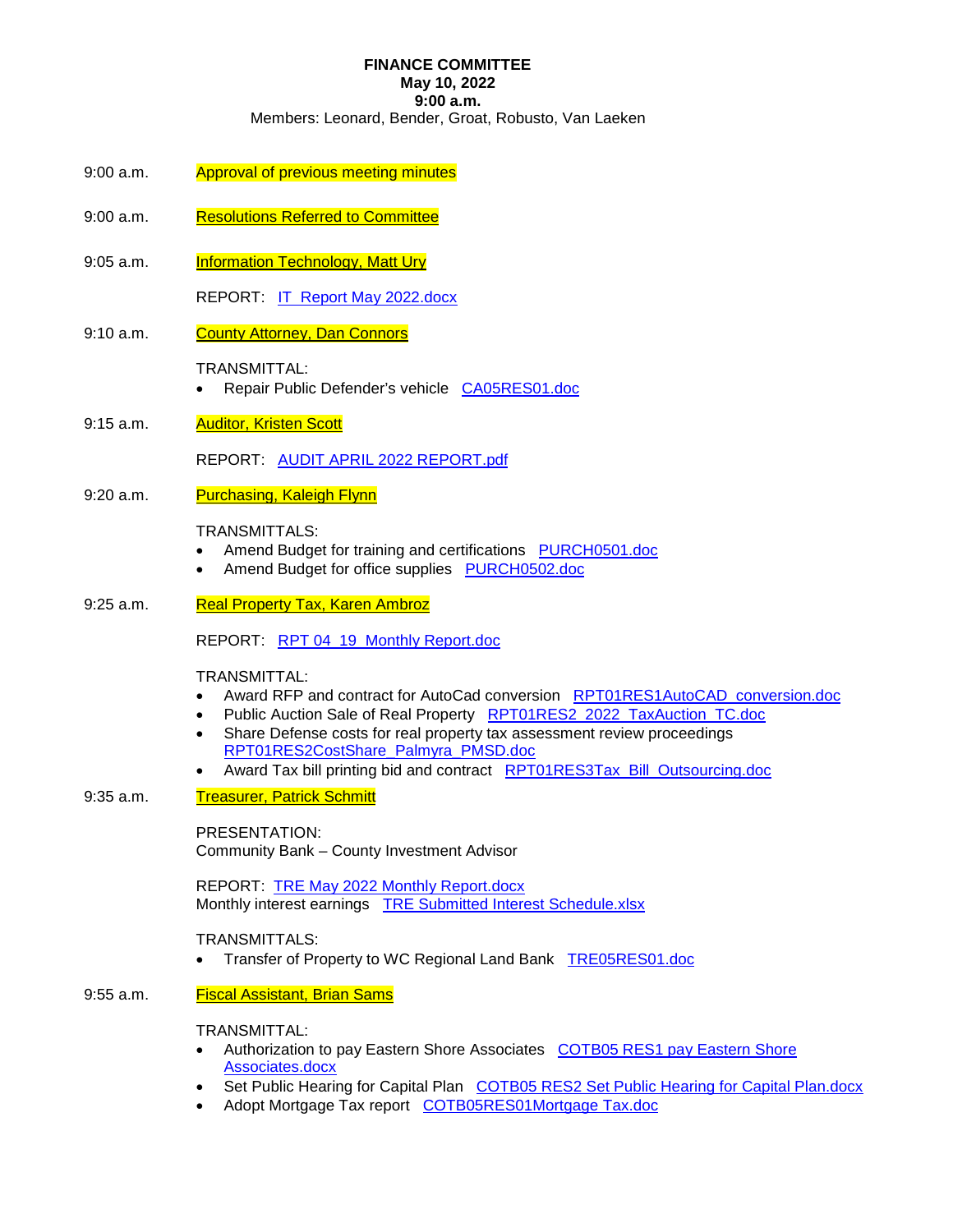**FINANCE COMMITTEE**
**May 10, 2022**
**9:00 a.m.**
Members: Leonard, Bender, Groat, Robusto, Van Laeken

9:00 a.m. Approval of previous meeting minutes

9:00 a.m. Resolutions Referred to Committee

9:05 a.m. Information Technology, Matt Ury

REPORT: IT_Report May 2022.docx

9:10 a.m. County Attorney, Dan Connors

TRANSMITTAL:

- Repair Public Defender's vehicle CA05RES01.doc

9:15 a.m. Auditor, Kristen Scott

REPORT: AUDIT APRIL 2022 REPORT.pdf

9:20 a.m. Purchasing, Kaleigh Flynn

TRANSMITTALS:

- Amend Budget for training and certifications PURCH0501.doc
- Amend Budget for office supplies PURCH0502.doc

9:25 a.m. Real Property Tax, Karen Ambroz

REPORT: RPT 04_19_Monthly Report.doc

TRANSMITTAL:

- Award RFP and contract for AutoCad conversion RPT01RES1AutoCAD_conversion.doc
- Public Auction Sale of Real Property RPT01RES2_2022_TaxAuction_TC.doc
- Share Defense costs for real property tax assessment review proceedings RPT01RES2CostShare_Palmyra_PMSD.doc
- Award Tax bill printing bid and contract RPT01RES3Tax_Bill_Outsourcing.doc

9:35 a.m. Treasurer, Patrick Schmitt

PRESENTATION:
Community Bank – County Investment Advisor

REPORT: TRE May 2022 Monthly Report.docx
Monthly interest earnings TRE Submitted Interest Schedule.xlsx

TRANSMITTALS:

- Transfer of Property to WC Regional Land Bank TRE05RES01.doc

9:55 a.m. Fiscal Assistant, Brian Sams

TRANSMITTAL:

- Authorization to pay Eastern Shore Associates COTB05 RES1 pay Eastern Shore Associates.docx
- Set Public Hearing for Capital Plan COTB05 RES2 Set Public Hearing for Capital Plan.docx
- Adopt Mortgage Tax report COTB05RES01Mortgage Tax.doc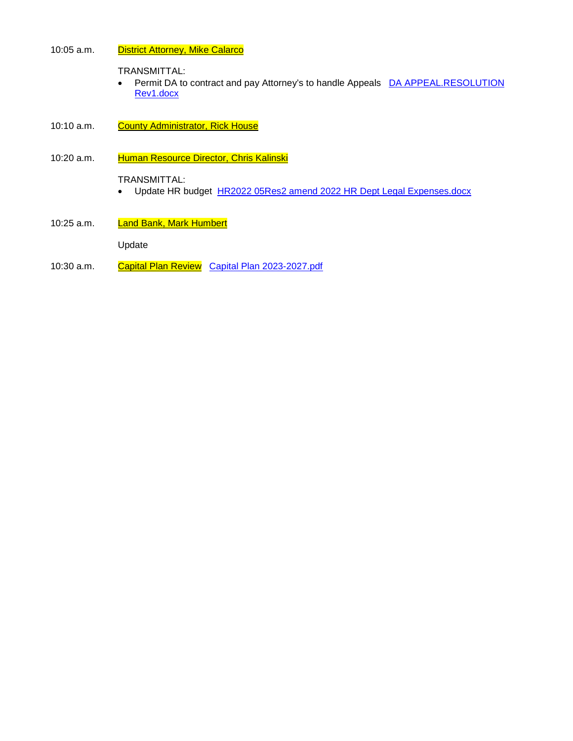10:05 a.m. District Attorney, Mike Calarco

TRANSMITTAL:

- Permit DA to contract and pay Attorney's to handle Appeals DA APPEAL.RESOLUTION Rev1.docx

10:10 a.m. County Administrator, Rick House

10:20 a.m. Human Resource Director, Chris Kalinski

TRANSMITTAL:

- Update HR budget HR2022 05Res2 amend 2022 HR Dept Legal Expenses.docx

10:25 a.m. Land Bank, Mark Humbert

Update

10:30 a.m. Capital Plan Review Capital Plan 2023-2027.pdf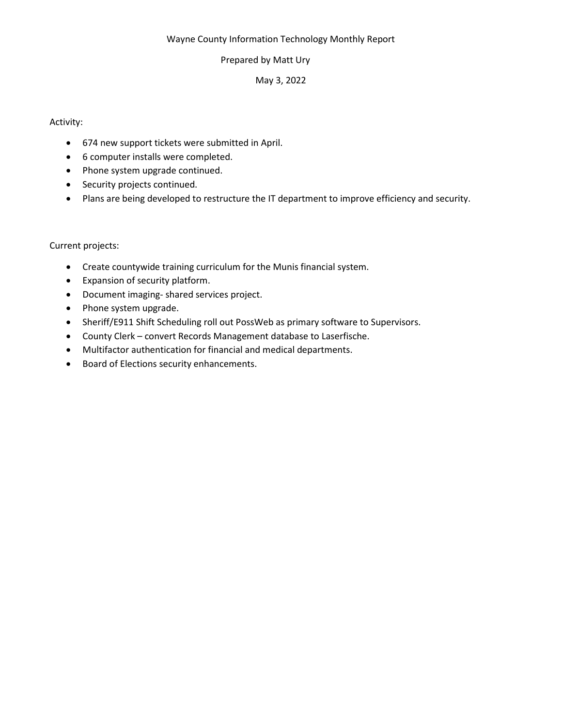Wayne County Information Technology Monthly Report

Prepared by Matt Ury

May 3, 2022

Activity:

- 674 new support tickets were submitted in April.
- 6 computer installs were completed.
- Phone system upgrade continued.
- Security projects continued.
- Plans are being developed to restructure the IT department to improve efficiency and security.

Current projects:

- Create countywide training curriculum for the Munis financial system.
- Expansion of security platform.
- Document imaging- shared services project.
- Phone system upgrade.
- Sheriff/E911 Shift Scheduling roll out PossWeb as primary software to Supervisors.
- County Clerk – convert Records Management database to Laserfische.
- Multifactor authentication for financial and medical departments.
- Board of Elections security enhancements.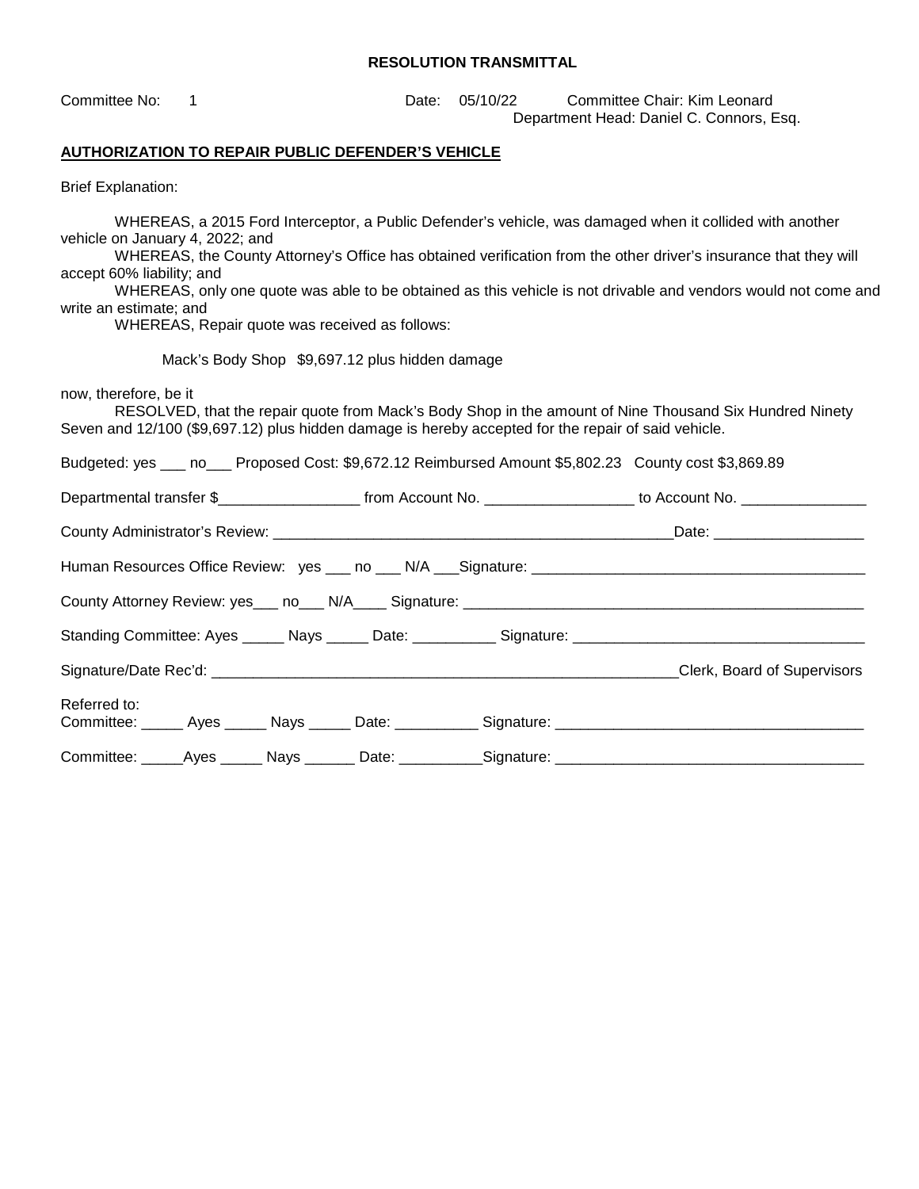**RESOLUTION TRANSMITTAL**

Committee No: 1 Date: 05/10/22 Committee Chair: Kim Leonard
Department Head: Daniel C. Connors, Esq.

**AUTHORIZATION TO REPAIR PUBLIC DEFENDER'S VEHICLE**

Brief Explanation:

WHEREAS, a 2015 Ford Interceptor, a Public Defender's vehicle, was damaged when it collided with another vehicle on January 4, 2022; and

WHEREAS, the County Attorney's Office has obtained verification from the other driver's insurance that they will accept 60% liability; and

WHEREAS, only one quote was able to be obtained as this vehicle is not drivable and vendors would not come and write an estimate; and

WHEREAS, Repair quote was received as follows:

Mack's Body Shop $9,697.12 plus hidden damage

now, therefore, be it

RESOLVED, that the repair quote from Mack's Body Shop in the amount of Nine Thousand Six Hundred Ninety Seven and 12/100 ($9,697.12) plus hidden damage is hereby accepted for the repair of said vehicle.

Budgeted: yes ___ no___ Proposed Cost: $9,672.12 Reimbursed Amount $5,802.23 County cost $3,869.89

Departmental transfer $_________________ from Account No. __________________ to Account No. _______________

County Administrator's Review: __________________________________________________Date: __________________

Human Resources Office Review: yes ___ no ___ N/A ___Signature: ________________________________________

County Attorney Review: yes___ no___ N/A____ Signature: ________________________________________________

Standing Committee: Ayes _____ Nays _____ Date: __________ Signature: ___________________________________

Signature/Date Rec'd: _________________________________________________________Clerk, Board of Supervisors

Referred to:
Committee: _____ Ayes _____ Nays _____ Date: __________ Signature: ____________________________________

Committee: _____Ayes _____ Nays ______ Date: __________Signature: ____________________________________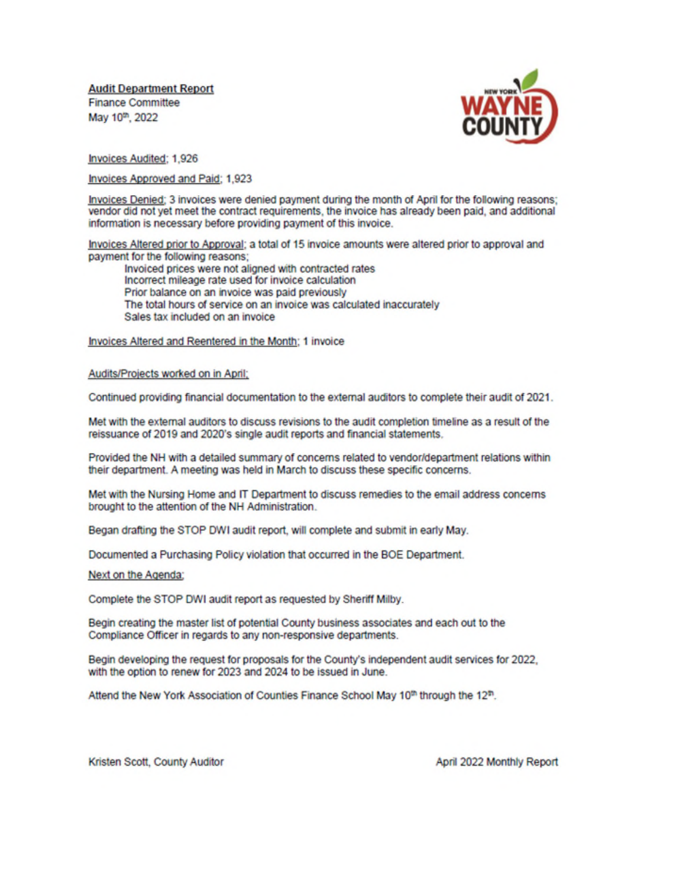**Audit Department Report**
Finance Committee
May 10th, 2022

Invoices Audited; 1,926

Invoices Approved and Paid; 1,923

Invoices Denied; 3 invoices were denied payment during the month of April for the following reasons; vendor did not yet meet the contract requirements, the invoice has already been paid, and additional information is necessary before providing payment of this invoice.

Invoices Altered prior to Approval; a total of 15 invoice amounts were altered prior to approval and payment for the following reasons;

- Invoiced prices were not aligned with contracted rates
- Incorrect mileage rate used for invoice calculation
- Prior balance on an invoice was paid previously
- The total hours of service on an invoice was calculated inaccurately
- Sales tax included on an invoice

Invoices Altered and Reentered in the Month; 1 invoice

Audits/Projects worked on in April;

Continued providing financial documentation to the external auditors to complete their audit of 2021.

Met with the external auditors to discuss revisions to the audit completion timeline as a result of the reissuance of 2019 and 2020's single audit reports and financial statements.

Provided the NH with a detailed summary of concerns related to vendor/department relations within their department. A meeting was held in March to discuss these specific concerns.

Met with the Nursing Home and IT Department to discuss remedies to the email address concerns brought to the attention of the NH Administration.

Began drafting the STOP DWI audit report, will complete and submit in early May.

Documented a Purchasing Policy violation that occurred in the BOE Department.

Next on the Agenda;

Complete the STOP DWI audit report as requested by Sheriff Milby.

Begin creating the master list of potential County business associates and each out to the Compliance Officer in regards to any non-responsive departments.

Begin developing the request for proposals for the County's independent audit services for 2022, with the option to renew for 2023 and 2024 to be issued in June.

Attend the New York Association of Counties Finance School May 10th through the 12th.

Kristen Scott, County Auditor

April 2022 Monthly Report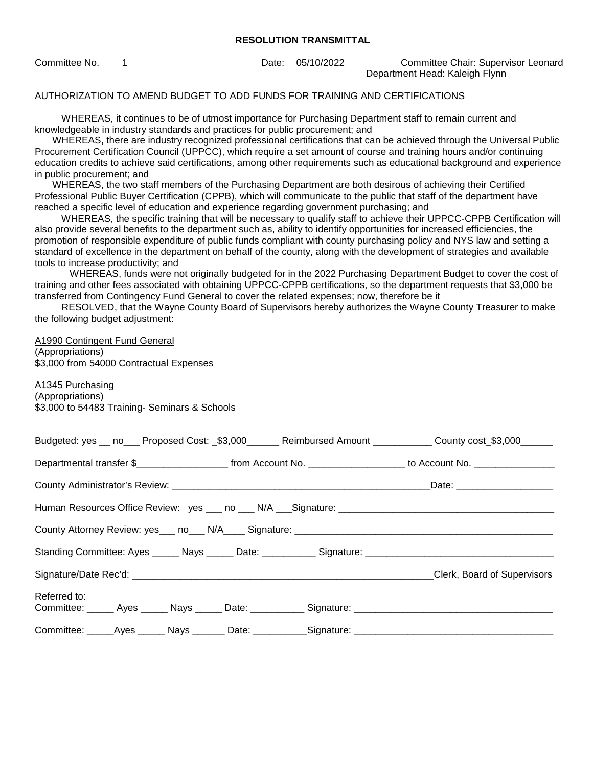**RESOLUTION TRANSMITTAL**

Committee No. 1 Date: 05/10/2022 Committee Chair: Supervisor Leonard
Department Head: Kaleigh Flynn

AUTHORIZATION TO AMEND BUDGET TO ADD FUNDS FOR TRAINING AND CERTIFICATIONS

WHEREAS, it continues to be of utmost importance for Purchasing Department staff to remain current and knowledgeable in industry standards and practices for public procurement; and

WHEREAS, there are industry recognized professional certifications that can be achieved through the Universal Public Procurement Certification Council (UPPCC), which require a set amount of course and training hours and/or continuing education credits to achieve said certifications, among other requirements such as educational background and experience in public procurement; and

WHEREAS, the two staff members of the Purchasing Department are both desirous of achieving their Certified Professional Public Buyer Certification (CPPB), which will communicate to the public that staff of the department have reached a specific level of education and experience regarding government purchasing; and

WHEREAS, the specific training that will be necessary to qualify staff to achieve their UPPCC-CPPB Certification will also provide several benefits to the department such as, ability to identify opportunities for increased efficiencies, the promotion of responsible expenditure of public funds compliant with county purchasing policy and NYS law and setting a standard of excellence in the department on behalf of the county, along with the development of strategies and available tools to increase productivity; and

WHEREAS, funds were not originally budgeted for in the 2022 Purchasing Department Budget to cover the cost of training and other fees associated with obtaining UPPCC-CPPB certifications, so the department requests that $3,000 be transferred from Contingency Fund General to cover the related expenses; now, therefore be it

RESOLVED, that the Wayne County Board of Supervisors hereby authorizes the Wayne County Treasurer to make the following budget adjustment:

<u>A1990 Contingent Fund General</u>
(Appropriations)
$3,000 from 54000 Contractual Expenses

<u>A1345 Purchasing</u>
(Appropriations)
$3,000 to 54483 Training- Seminars & Schools

Budgeted: yes __ no___ Proposed Cost: _$3,000______ Reimbursed Amount ___________ County cost_$3,000______

Departmental transfer $_________________ from Account No. __________________ to Account No. _______________

County Administrator's Review: __________________________________________________Date: __________________

Human Resources Office Review: yes ___ no ___ N/A ___Signature: ________________________________________

County Attorney Review: yes___ no___ N/A____ Signature: _________________________________________________

Standing Committee: Ayes _____ Nays _____ Date: __________ Signature: __________________________________

Signature/Date Rec'd: _________________________________________________________Clerk, Board of Supervisors

Referred to:
Committee: _____ Ayes _____ Nays _____ Date: __________ Signature: ____________________________________

Committee: _____Ayes _____ Nays ______ Date: __________Signature: ____________________________________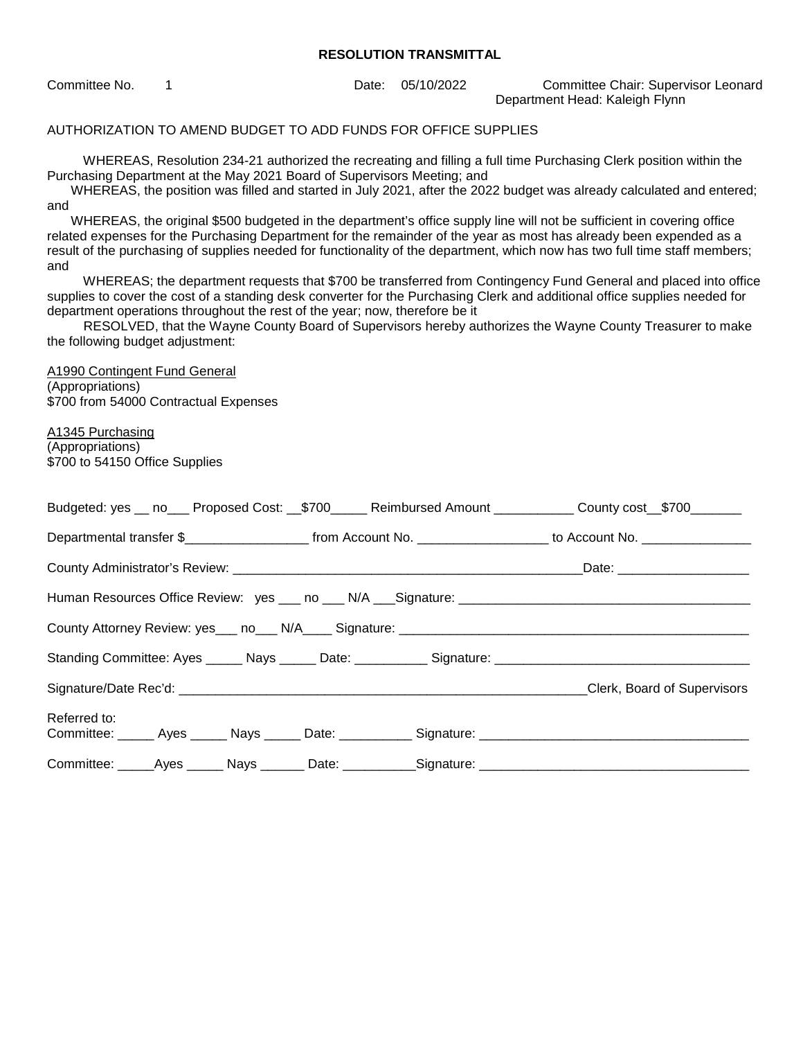**RESOLUTION TRANSMITTAL**

Committee No. 1 Date: 05/10/2022 Committee Chair: Supervisor Leonard
Department Head: Kaleigh Flynn

AUTHORIZATION TO AMEND BUDGET TO ADD FUNDS FOR OFFICE SUPPLIES

WHEREAS, Resolution 234-21 authorized the recreating and filling a full time Purchasing Clerk position within the Purchasing Department at the May 2021 Board of Supervisors Meeting; and

WHEREAS, the position was filled and started in July 2021, after the 2022 budget was already calculated and entered; and

WHEREAS, the original $500 budgeted in the department's office supply line will not be sufficient in covering office related expenses for the Purchasing Department for the remainder of the year as most has already been expended as a result of the purchasing of supplies needed for functionality of the department, which now has two full time staff members; and

WHEREAS; the department requests that $700 be transferred from Contingency Fund General and placed into office supplies to cover the cost of a standing desk converter for the Purchasing Clerk and additional office supplies needed for department operations throughout the rest of the year; now, therefore be it

RESOLVED, that the Wayne County Board of Supervisors hereby authorizes the Wayne County Treasurer to make the following budget adjustment:

A1990 Contingent Fund General
(Appropriations)
$700 from 54000 Contractual Expenses

A1345 Purchasing
(Appropriations)
$700 to 54150 Office Supplies

Budgeted: yes __ no___ Proposed Cost: __$700_____ Reimbursed Amount ___________ County cost__$700_______

Departmental transfer $_________________ from Account No. __________________ to Account No. _______________

County Administrator's Review: _________________________________________________Date: __________________

Human Resources Office Review: yes ___ no ___ N/A ___Signature: ________________________________________

County Attorney Review: yes___ no___ N/A____ Signature: ________________________________________________

Standing Committee: Ayes _____ Nays _____ Date: __________ Signature: ___________________________________

Signature/Date Rec'd: _________________________________________________________Clerk, Board of Supervisors

Referred to:
Committee: _____ Ayes _____ Nays _____ Date: __________ Signature: ____________________________________

Committee: _____Ayes _____ Nays ______ Date: __________Signature: ____________________________________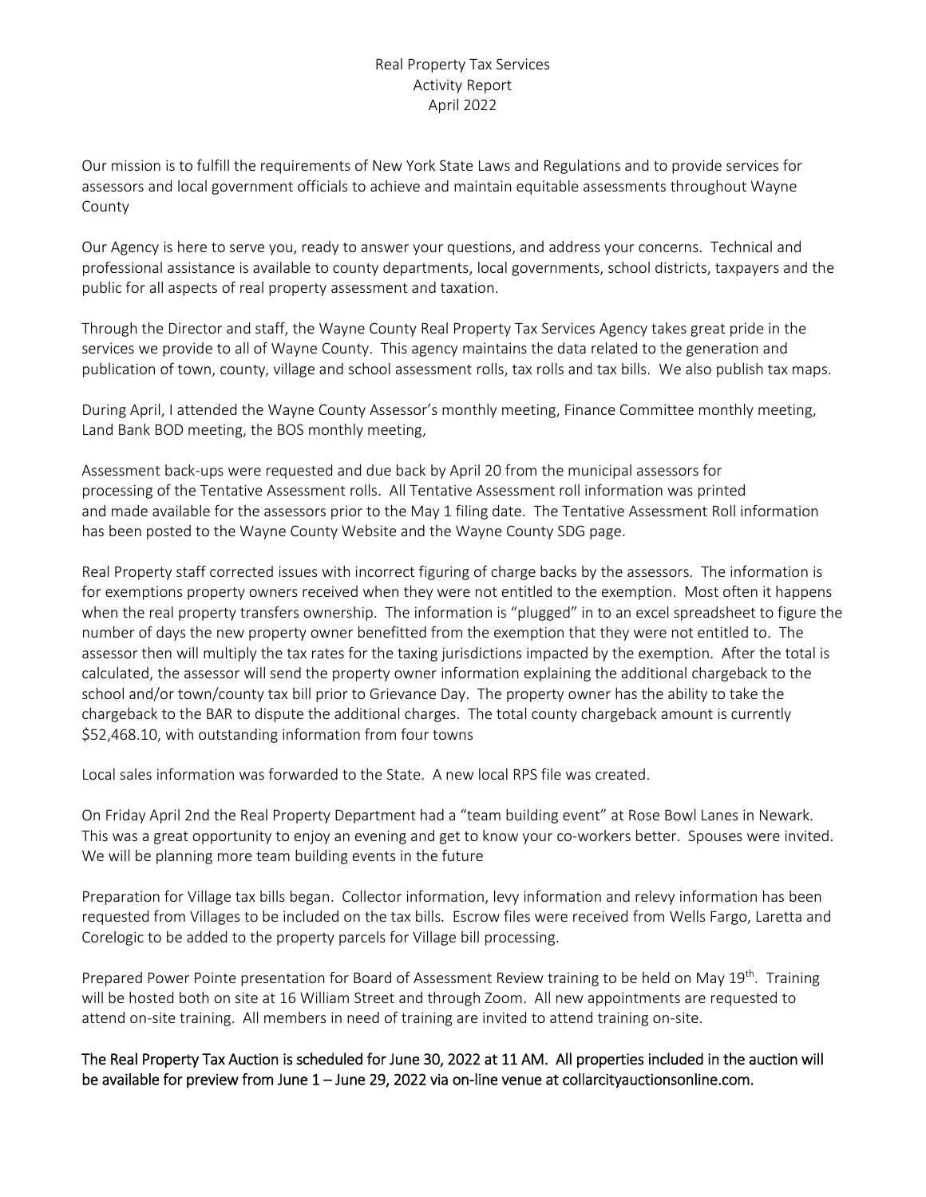# Real Property Tax Services
## Activity Report
## April 2022

Our mission is to fulfill the requirements of New York State Laws and Regulations and to provide services for assessors and local government officials to achieve and maintain equitable assessments throughout Wayne County

Our Agency is here to serve you, ready to answer your questions, and address your concerns. Technical and professional assistance is available to county departments, local governments, school districts, taxpayers and the public for all aspects of real property assessment and taxation.

Through the Director and staff, the Wayne County Real Property Tax Services Agency takes great pride in the services we provide to all of Wayne County. This agency maintains the data related to the generation and publication of town, county, village and school assessment rolls, tax rolls and tax bills. We also publish tax maps.

During April, I attended the Wayne County Assessor's monthly meeting, Finance Committee monthly meeting, Land Bank BOD meeting, the BOS monthly meeting,

Assessment back-ups were requested and due back by April 20 from the municipal assessors for processing of the Tentative Assessment rolls. All Tentative Assessment roll information was printed and made available for the assessors prior to the May 1 filing date. The Tentative Assessment Roll information has been posted to the Wayne County Website and the Wayne County SDG page.

Real Property staff corrected issues with incorrect figuring of charge backs by the assessors. The information is for exemptions property owners received when they were not entitled to the exemption. Most often it happens when the real property transfers ownership. The information is "plugged" in to an excel spreadsheet to figure the number of days the new property owner benefitted from the exemption that they were not entitled to. The assessor then will multiply the tax rates for the taxing jurisdictions impacted by the exemption. After the total is calculated, the assessor will send the property owner information explaining the additional chargeback to the school and/or town/county tax bill prior to Grievance Day. The property owner has the ability to take the chargeback to the BAR to dispute the additional charges. The total county chargeback amount is currently $52,468.10, with outstanding information from four towns

Local sales information was forwarded to the State. A new local RPS file was created.

On Friday April 2nd the Real Property Department had a "team building event" at Rose Bowl Lanes in Newark. This was a great opportunity to enjoy an evening and get to know your co-workers better. Spouses were invited. We will be planning more team building events in the future

Preparation for Village tax bills began. Collector information, levy information and relevy information has been requested from Villages to be included on the tax bills. Escrow files were received from Wells Fargo, Laretta and Corelogic to be added to the property parcels for Village bill processing.

Prepared Power Pointe presentation for Board of Assessment Review training to be held on May 19th. Training will be hosted both on site at 16 William Street and through Zoom. All new appointments are requested to attend on-site training. All members in need of training are invited to attend training on-site.

The Real Property Tax Auction is scheduled for June 30, 2022 at 11 AM. All properties included in the auction will be available for preview from June 1 – June 29, 2022 via on-line venue at collarcityauctionsonline.com.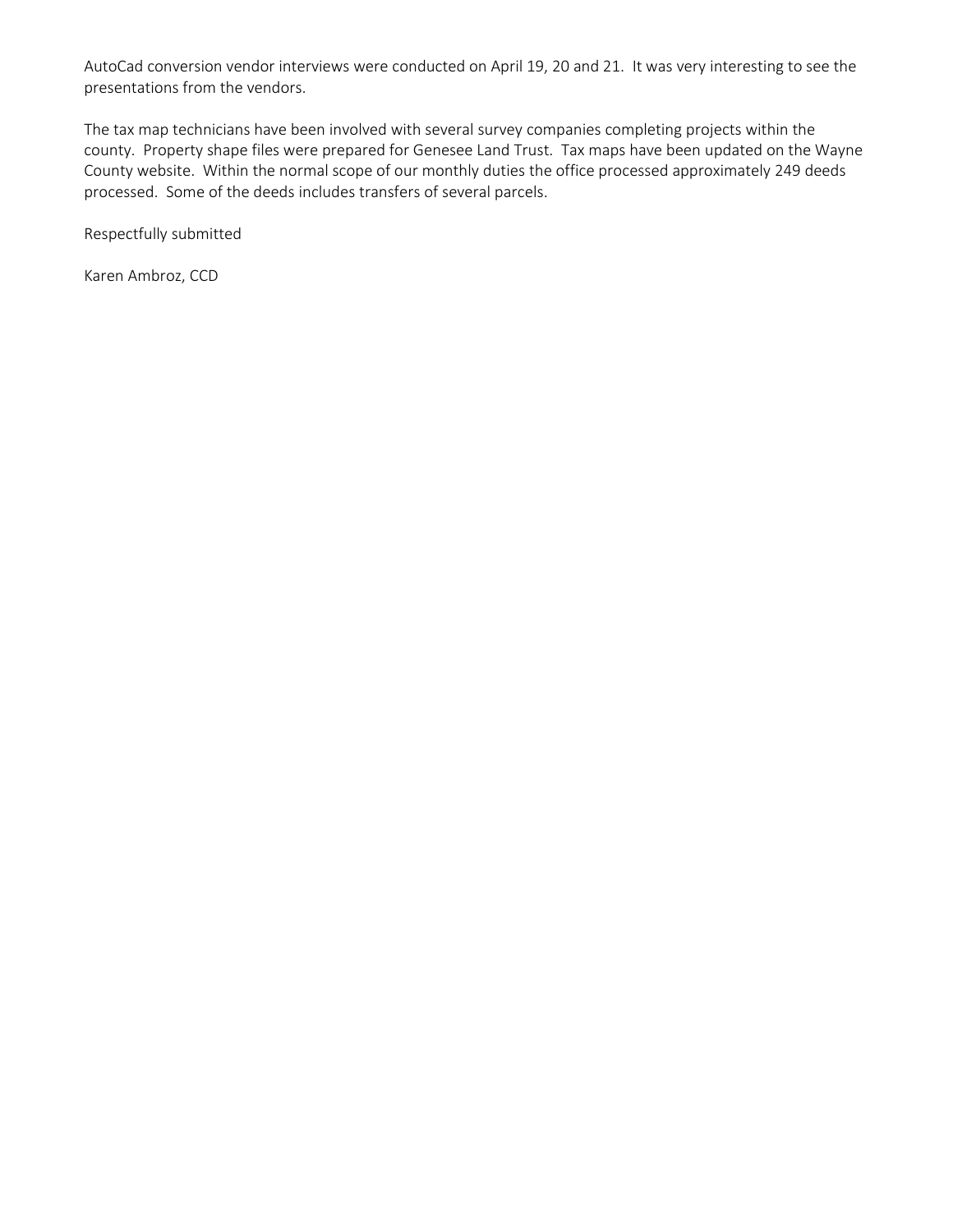AutoCad conversion vendor interviews were conducted on April 19, 20 and 21. It was very interesting to see the presentations from the vendors.

The tax map technicians have been involved with several survey companies completing projects within the county. Property shape files were prepared for Genesee Land Trust. Tax maps have been updated on the Wayne County website. Within the normal scope of our monthly duties the office processed approximately 249 deeds processed. Some of the deeds includes transfers of several parcels.

Respectfully submitted

Karen Ambroz, CCD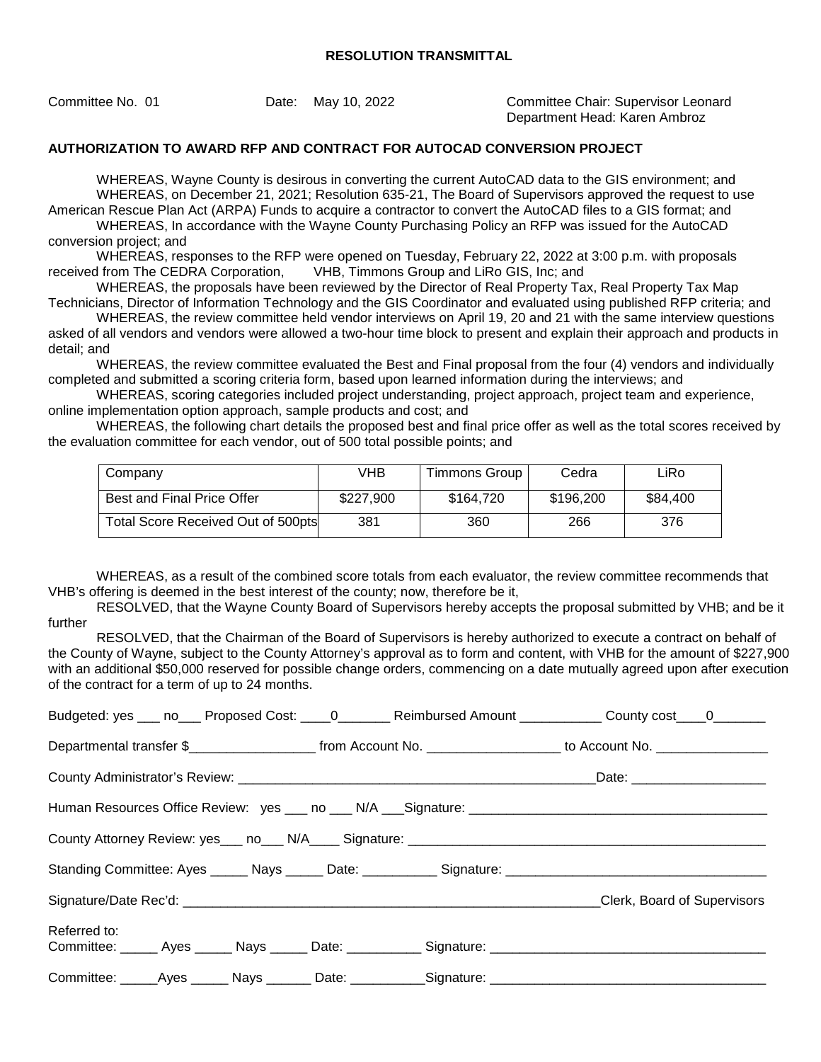**RESOLUTION TRANSMITTAL**

Committee No. 01 Date: May 10, 2022 Committee Chair: Supervisor Leonard
Department Head: Karen Ambroz

**AUTHORIZATION TO AWARD RFP AND CONTRACT FOR AUTOCAD CONVERSION PROJECT**

WHEREAS, Wayne County is desirous in converting the current AutoCAD data to the GIS environment; and

WHEREAS, on December 21, 2021; Resolution 635-21, The Board of Supervisors approved the request to use American Rescue Plan Act (ARPA) Funds to acquire a contractor to convert the AutoCAD files to a GIS format; and

WHEREAS, In accordance with the Wayne County Purchasing Policy an RFP was issued for the AutoCAD conversion project; and

WHEREAS, responses to the RFP were opened on Tuesday, February 22, 2022 at 3:00 p.m. with proposals received from The CEDRA Corporation, VHB, Timmons Group and LiRo GIS, Inc; and

WHEREAS, the proposals have been reviewed by the Director of Real Property Tax, Real Property Tax Map Technicians, Director of Information Technology and the GIS Coordinator and evaluated using published RFP criteria; and

WHEREAS, the review committee held vendor interviews on April 19, 20 and 21 with the same interview questions asked of all vendors and vendors were allowed a two-hour time block to present and explain their approach and products in detail; and

WHEREAS, the review committee evaluated the Best and Final proposal from the four (4) vendors and individually completed and submitted a scoring criteria form, based upon learned information during the interviews; and

WHEREAS, scoring categories included project understanding, project approach, project team and experience, online implementation option approach, sample products and cost; and

WHEREAS, the following chart details the proposed best and final price offer as well as the total scores received by the evaluation committee for each vendor, out of 500 total possible points; and

| Company | VHB | Timmons Group | Cedra | LiRo |
|---|---|---|---|---|
| Best and Final Price Offer | $227,900 | $164,720 | $196,200 | $84,400 |
| Total Score Received Out of 500pts | 381 | 360 | 266 | 376 |

WHEREAS, as a result of the combined score totals from each evaluator, the review committee recommends that VHB's offering is deemed in the best interest of the county; now, therefore be it,

RESOLVED, that the Wayne County Board of Supervisors hereby accepts the proposal submitted by VHB; and be it further

RESOLVED, that the Chairman of the Board of Supervisors is hereby authorized to execute a contract on behalf of the County of Wayne, subject to the County Attorney's approval as to form and content, with VHB for the amount of $227,900 with an additional $50,000 reserved for possible change orders, commencing on a date mutually agreed upon after execution of the contract for a term of up to 24 months.

Budgeted: yes ___ no___ Proposed Cost: ____0_______ Reimbursed Amount ___________ County cost____0_______

Departmental transfer $_________________ from Account No. __________________ to Account No. _______________

County Administrator's Review: ________________________________________________Date: __________________

Human Resources Office Review: yes ___ no ___ N/A ___Signature: ________________________________________

County Attorney Review: yes___ no___ N/A____ Signature: _________________________________________________

Standing Committee: Ayes _____ Nays _____ Date: __________ Signature: ___________________________________

Signature/Date Rec'd: __________________________________________________________Clerk, Board of Supervisors

Referred to:
Committee: _____ Ayes _____ Nays _____ Date: __________ Signature: _____________________________________

Committee: _____Ayes _____ Nays ______ Date: __________Signature: _____________________________________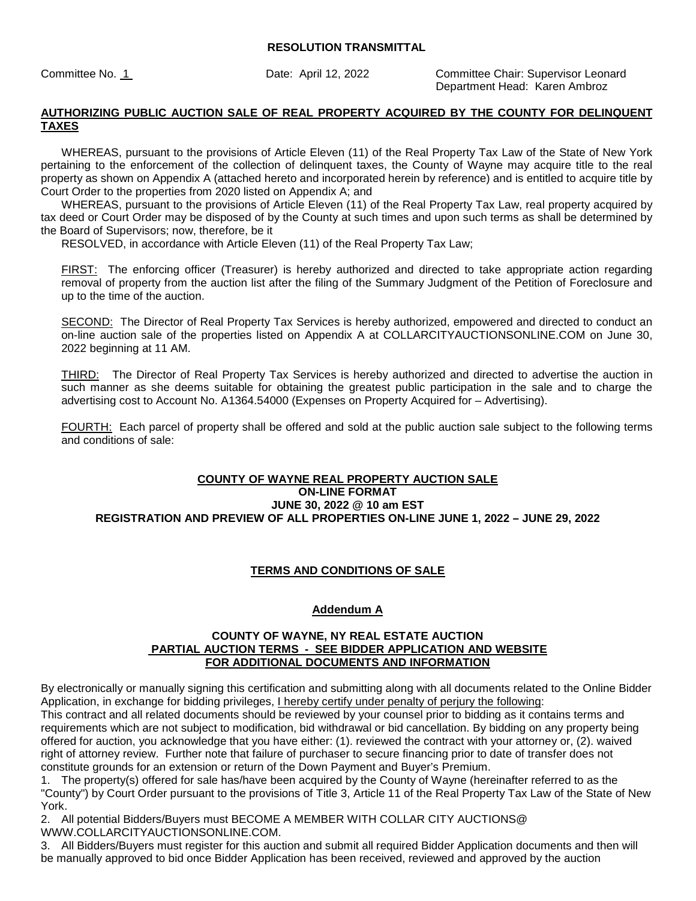**RESOLUTION TRANSMITTAL**

Committee No. 1 Date: April 12, 2022 Committee Chair: Supervisor Leonard
Department Head: Karen Ambroz

**AUTHORIZING PUBLIC AUCTION SALE OF REAL PROPERTY ACQUIRED BY THE COUNTY FOR DELINQUENT TAXES**

WHEREAS, pursuant to the provisions of Article Eleven (11) of the Real Property Tax Law of the State of New York pertaining to the enforcement of the collection of delinquent taxes, the County of Wayne may acquire title to the real property as shown on Appendix A (attached hereto and incorporated herein by reference) and is entitled to acquire title by Court Order to the properties from 2020 listed on Appendix A; and

WHEREAS, pursuant to the provisions of Article Eleven (11) of the Real Property Tax Law, real property acquired by tax deed or Court Order may be disposed of by the County at such times and upon such terms as shall be determined by the Board of Supervisors; now, therefore, be it

RESOLVED, in accordance with Article Eleven (11) of the Real Property Tax Law;

FIRST: The enforcing officer (Treasurer) is hereby authorized and directed to take appropriate action regarding removal of property from the auction list after the filing of the Summary Judgment of the Petition of Foreclosure and up to the time of the auction.

SECOND: The Director of Real Property Tax Services is hereby authorized, empowered and directed to conduct an on-line auction sale of the properties listed on Appendix A at COLLARCITYAUCTIONSONLINE.COM on June 30, 2022 beginning at 11 AM.

THIRD: The Director of Real Property Tax Services is hereby authorized and directed to advertise the auction in such manner as she deems suitable for obtaining the greatest public participation in the sale and to charge the advertising cost to Account No. A1364.54000 (Expenses on Property Acquired for – Advertising).

FOURTH: Each parcel of property shall be offered and sold at the public auction sale subject to the following terms and conditions of sale:

**COUNTY OF WAYNE REAL PROPERTY AUCTION SALE**
**ON-LINE FORMAT**
**JUNE 30, 2022 @ 10 am EST**
**REGISTRATION AND PREVIEW OF ALL PROPERTIES ON-LINE JUNE 1, 2022 – JUNE 29, 2022**

**TERMS AND CONDITIONS OF SALE**

**Addendum A**

**COUNTY OF WAYNE, NY REAL ESTATE AUCTION**
**PARTIAL AUCTION TERMS - SEE BIDDER APPLICATION AND WEBSITE FOR ADDITIONAL DOCUMENTS AND INFORMATION**

By electronically or manually signing this certification and submitting along with all documents related to the Online Bidder Application, in exchange for bidding privileges, I hereby certify under penalty of perjury the following:

This contract and all related documents should be reviewed by your counsel prior to bidding as it contains terms and requirements which are not subject to modification, bid withdrawal or bid cancellation. By bidding on any property being offered for auction, you acknowledge that you have either: (1). reviewed the contract with your attorney or, (2). waived right of attorney review. Further note that failure of purchaser to secure financing prior to date of transfer does not constitute grounds for an extension or return of the Down Payment and Buyer's Premium.

1. The property(s) offered for sale has/have been acquired by the County of Wayne (hereinafter referred to as the "County") by Court Order pursuant to the provisions of Title 3, Article 11 of the Real Property Tax Law of the State of New York.
2. All potential Bidders/Buyers must BECOME A MEMBER WITH COLLAR CITY AUCTIONS@ WWW.COLLARCITYAUCTIONSONLINE.COM.
3. All Bidders/Buyers must register for this auction and submit all required Bidder Application documents and then will be manually approved to bid once Bidder Application has been received, reviewed and approved by the auction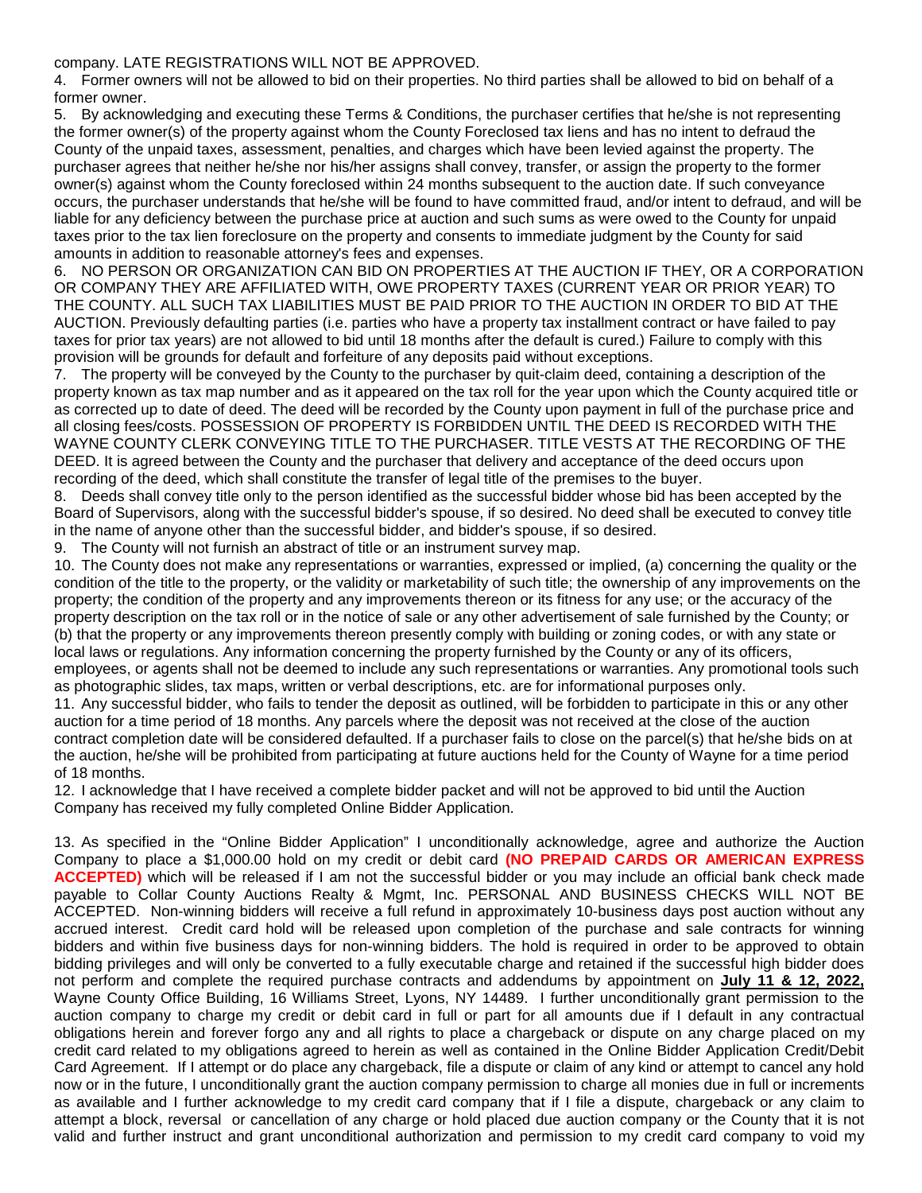company. LATE REGISTRATIONS WILL NOT BE APPROVED.

4. Former owners will not be allowed to bid on their properties. No third parties shall be allowed to bid on behalf of a former owner.

5. By acknowledging and executing these Terms & Conditions, the purchaser certifies that he/she is not representing the former owner(s) of the property against whom the County Foreclosed tax liens and has no intent to defraud the County of the unpaid taxes, assessment, penalties, and charges which have been levied against the property. The purchaser agrees that neither he/she nor his/her assigns shall convey, transfer, or assign the property to the former owner(s) against whom the County foreclosed within 24 months subsequent to the auction date. If such conveyance occurs, the purchaser understands that he/she will be found to have committed fraud, and/or intent to defraud, and will be liable for any deficiency between the purchase price at auction and such sums as were owed to the County for unpaid taxes prior to the tax lien foreclosure on the property and consents to immediate judgment by the County for said amounts in addition to reasonable attorney's fees and expenses.

6. NO PERSON OR ORGANIZATION CAN BID ON PROPERTIES AT THE AUCTION IF THEY, OR A CORPORATION OR COMPANY THEY ARE AFFILIATED WITH, OWE PROPERTY TAXES (CURRENT YEAR OR PRIOR YEAR) TO THE COUNTY. ALL SUCH TAX LIABILITIES MUST BE PAID PRIOR TO THE AUCTION IN ORDER TO BID AT THE AUCTION. Previously defaulting parties (i.e. parties who have a property tax installment contract or have failed to pay taxes for prior tax years) are not allowed to bid until 18 months after the default is cured.) Failure to comply with this provision will be grounds for default and forfeiture of any deposits paid without exceptions.

7. The property will be conveyed by the County to the purchaser by quit-claim deed, containing a description of the property known as tax map number and as it appeared on the tax roll for the year upon which the County acquired title or as corrected up to date of deed. The deed will be recorded by the County upon payment in full of the purchase price and all closing fees/costs. POSSESSION OF PROPERTY IS FORBIDDEN UNTIL THE DEED IS RECORDED WITH THE WAYNE COUNTY CLERK CONVEYING TITLE TO THE PURCHASER. TITLE VESTS AT THE RECORDING OF THE DEED. It is agreed between the County and the purchaser that delivery and acceptance of the deed occurs upon recording of the deed, which shall constitute the transfer of legal title of the premises to the buyer.

8. Deeds shall convey title only to the person identified as the successful bidder whose bid has been accepted by the Board of Supervisors, along with the successful bidder's spouse, if so desired. No deed shall be executed to convey title in the name of anyone other than the successful bidder, and bidder's spouse, if so desired.

9. The County will not furnish an abstract of title or an instrument survey map.

10. The County does not make any representations or warranties, expressed or implied, (a) concerning the quality or the condition of the title to the property, or the validity or marketability of such title; the ownership of any improvements on the property; the condition of the property and any improvements thereon or its fitness for any use; or the accuracy of the property description on the tax roll or in the notice of sale or any other advertisement of sale furnished by the County; or (b) that the property or any improvements thereon presently comply with building or zoning codes, or with any state or local laws or regulations. Any information concerning the property furnished by the County or any of its officers, employees, or agents shall not be deemed to include any such representations or warranties. Any promotional tools such as photographic slides, tax maps, written or verbal descriptions, etc. are for informational purposes only.

11. Any successful bidder, who fails to tender the deposit as outlined, will be forbidden to participate in this or any other auction for a time period of 18 months. Any parcels where the deposit was not received at the close of the auction contract completion date will be considered defaulted. If a purchaser fails to close on the parcel(s) that he/she bids on at the auction, he/she will be prohibited from participating at future auctions held for the County of Wayne for a time period of 18 months.

12. I acknowledge that I have received a complete bidder packet and will not be approved to bid until the Auction Company has received my fully completed Online Bidder Application.

13. As specified in the "Online Bidder Application" I unconditionally acknowledge, agree and authorize the Auction Company to place a $1,000.00 hold on my credit or debit card **(NO PREPAID CARDS OR AMERICAN EXPRESS ACCEPTED)** which will be released if I am not the successful bidder or you may include an official bank check made payable to Collar County Auctions Realty & Mgmt, Inc. PERSONAL AND BUSINESS CHECKS WILL NOT BE ACCEPTED. Non-winning bidders will receive a full refund in approximately 10-business days post auction without any accrued interest. Credit card hold will be released upon completion of the purchase and sale contracts for winning bidders and within five business days for non-winning bidders. The hold is required in order to be approved to obtain bidding privileges and will only be converted to a fully executable charge and retained if the successful high bidder does not perform and complete the required purchase contracts and addendums by appointment on **July 11 & 12, 2022,** Wayne County Office Building, 16 Williams Street, Lyons, NY 14489. I further unconditionally grant permission to the auction company to charge my credit or debit card in full or part for all amounts due if I default in any contractual obligations herein and forever forgo any and all rights to place a chargeback or dispute on any charge placed on my credit card related to my obligations agreed to herein as well as contained in the Online Bidder Application Credit/Debit Card Agreement. If I attempt or do place any chargeback, file a dispute or claim of any kind or attempt to cancel any hold now or in the future, I unconditionally grant the auction company permission to charge all monies due in full or increments as available and I further acknowledge to my credit card company that if I file a dispute, chargeback or any claim to attempt a block, reversal or cancellation of any charge or hold placed due auction company or the County that it is not valid and further instruct and grant unconditional authorization and permission to my credit card company to void my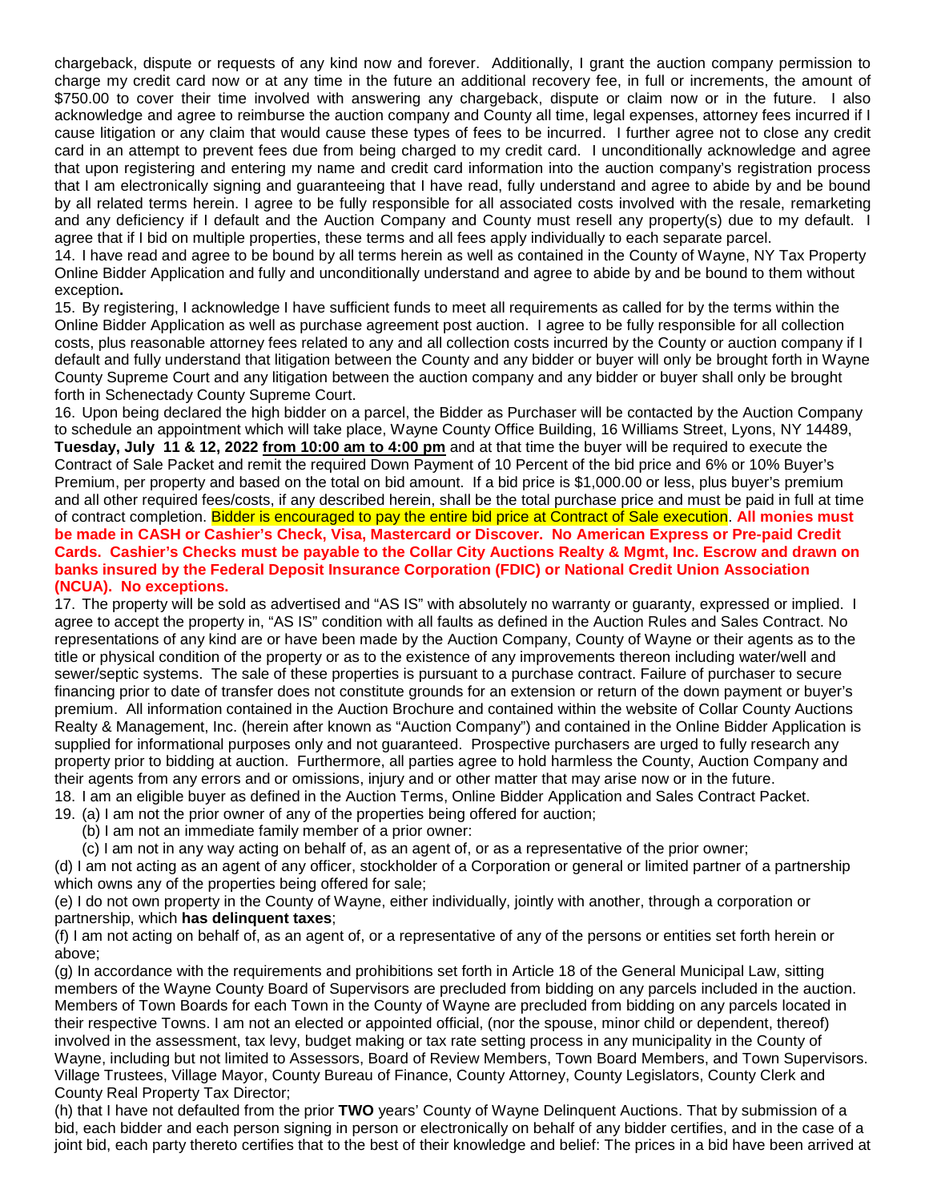chargeback, dispute or requests of any kind now and forever. Additionally, I grant the auction company permission to charge my credit card now or at any time in the future an additional recovery fee, in full or increments, the amount of $750.00 to cover their time involved with answering any chargeback, dispute or claim now or in the future. I also acknowledge and agree to reimburse the auction company and County all time, legal expenses, attorney fees incurred if I cause litigation or any claim that would cause these types of fees to be incurred. I further agree not to close any credit card in an attempt to prevent fees due from being charged to my credit card. I unconditionally acknowledge and agree that upon registering and entering my name and credit card information into the auction company's registration process that I am electronically signing and guaranteeing that I have read, fully understand and agree to abide by and be bound by all related terms herein. I agree to be fully responsible for all associated costs involved with the resale, remarketing and any deficiency if I default and the Auction Company and County must resell any property(s) due to my default. I agree that if I bid on multiple properties, these terms and all fees apply individually to each separate parcel.

14. I have read and agree to be bound by all terms herein as well as contained in the County of Wayne, NY Tax Property Online Bidder Application and fully and unconditionally understand and agree to abide by and be bound to them without exception**.**

15. By registering, I acknowledge I have sufficient funds to meet all requirements as called for by the terms within the Online Bidder Application as well as purchase agreement post auction. I agree to be fully responsible for all collection costs, plus reasonable attorney fees related to any and all collection costs incurred by the County or auction company if I default and fully understand that litigation between the County and any bidder or buyer will only be brought forth in Wayne County Supreme Court and any litigation between the auction company and any bidder or buyer shall only be brought forth in Schenectady County Supreme Court.

16. Upon being declared the high bidder on a parcel, the Bidder as Purchaser will be contacted by the Auction Company to schedule an appointment which will take place, Wayne County Office Building, 16 Williams Street, Lyons, NY 14489, **Tuesday, July 11 & 12, 2022 from 10:00 am to 4:00 pm** and at that time the buyer will be required to execute the Contract of Sale Packet and remit the required Down Payment of 10 Percent of the bid price and 6% or 10% Buyer's Premium, per property and based on the total on bid amount. If a bid price is $1,000.00 or less, plus buyer's premium and all other required fees/costs, if any described herein, shall be the total purchase price and must be paid in full at time of contract completion. Bidder is encouraged to pay the entire bid price at Contract of Sale execution. **All monies must be made in CASH or Cashier's Check, Visa, Mastercard or Discover. No American Express or Pre-paid Credit Cards. Cashier's Checks must be payable to the Collar City Auctions Realty & Mgmt, Inc. Escrow and drawn on banks insured by the Federal Deposit Insurance Corporation (FDIC) or National Credit Union Association (NCUA). No exceptions.**

17. The property will be sold as advertised and "AS IS" with absolutely no warranty or guaranty, expressed or implied. I agree to accept the property in, "AS IS" condition with all faults as defined in the Auction Rules and Sales Contract. No representations of any kind are or have been made by the Auction Company, County of Wayne or their agents as to the title or physical condition of the property or as to the existence of any improvements thereon including water/well and sewer/septic systems. The sale of these properties is pursuant to a purchase contract. Failure of purchaser to secure financing prior to date of transfer does not constitute grounds for an extension or return of the down payment or buyer's premium. All information contained in the Auction Brochure and contained within the website of Collar County Auctions Realty & Management, Inc. (herein after known as "Auction Company") and contained in the Online Bidder Application is supplied for informational purposes only and not guaranteed. Prospective purchasers are urged to fully research any property prior to bidding at auction. Furthermore, all parties agree to hold harmless the County, Auction Company and their agents from any errors and or omissions, injury and or other matter that may arise now or in the future.

18. I am an eligible buyer as defined in the Auction Terms, Online Bidder Application and Sales Contract Packet.

19. (a) I am not the prior owner of any of the properties being offered for auction;

(b) I am not an immediate family member of a prior owner:

(c) I am not in any way acting on behalf of, as an agent of, or as a representative of the prior owner;

(d) I am not acting as an agent of any officer, stockholder of a Corporation or general or limited partner of a partnership which owns any of the properties being offered for sale;

(e) I do not own property in the County of Wayne, either individually, jointly with another, through a corporation or partnership, which **has delinquent taxes**;

(f) I am not acting on behalf of, as an agent of, or a representative of any of the persons or entities set forth herein or above;

(g) In accordance with the requirements and prohibitions set forth in Article 18 of the General Municipal Law, sitting members of the Wayne County Board of Supervisors are precluded from bidding on any parcels included in the auction. Members of Town Boards for each Town in the County of Wayne are precluded from bidding on any parcels located in their respective Towns. I am not an elected or appointed official, (nor the spouse, minor child or dependent, thereof) involved in the assessment, tax levy, budget making or tax rate setting process in any municipality in the County of Wayne, including but not limited to Assessors, Board of Review Members, Town Board Members, and Town Supervisors. Village Trustees, Village Mayor, County Bureau of Finance, County Attorney, County Legislators, County Clerk and County Real Property Tax Director;

(h) that I have not defaulted from the prior **TWO** years' County of Wayne Delinquent Auctions. That by submission of a bid, each bidder and each person signing in person or electronically on behalf of any bidder certifies, and in the case of a joint bid, each party thereto certifies that to the best of their knowledge and belief: The prices in a bid have been arrived at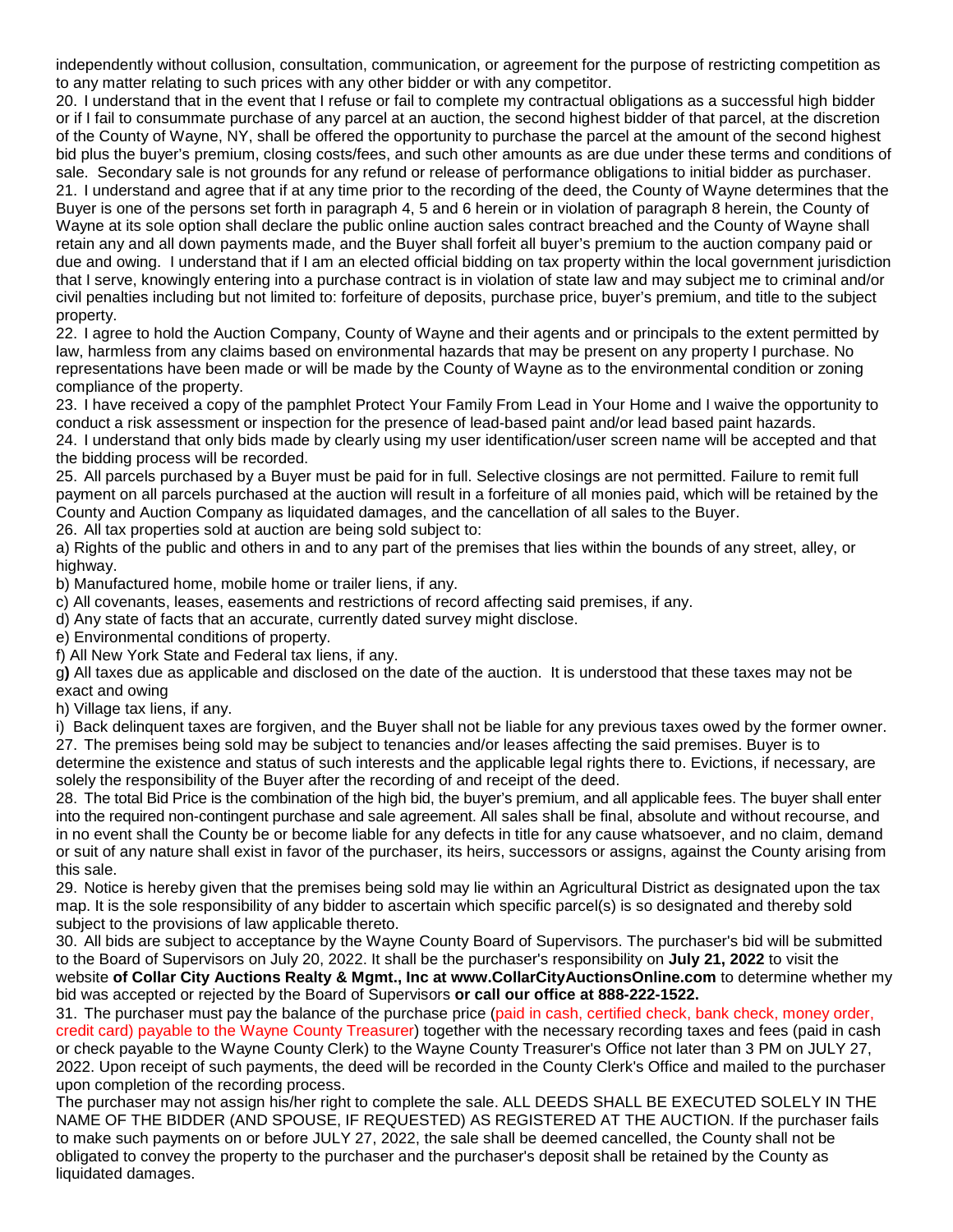independently without collusion, consultation, communication, or agreement for the purpose of restricting competition as to any matter relating to such prices with any other bidder or with any competitor.

20. I understand that in the event that I refuse or fail to complete my contractual obligations as a successful high bidder or if I fail to consummate purchase of any parcel at an auction, the second highest bidder of that parcel, at the discretion of the County of Wayne, NY, shall be offered the opportunity to purchase the parcel at the amount of the second highest bid plus the buyer's premium, closing costs/fees, and such other amounts as are due under these terms and conditions of sale. Secondary sale is not grounds for any refund or release of performance obligations to initial bidder as purchaser.

21. I understand and agree that if at any time prior to the recording of the deed, the County of Wayne determines that the Buyer is one of the persons set forth in paragraph 4, 5 and 6 herein or in violation of paragraph 8 herein, the County of Wayne at its sole option shall declare the public online auction sales contract breached and the County of Wayne shall retain any and all down payments made, and the Buyer shall forfeit all buyer's premium to the auction company paid or due and owing. I understand that if I am an elected official bidding on tax property within the local government jurisdiction that I serve, knowingly entering into a purchase contract is in violation of state law and may subject me to criminal and/or civil penalties including but not limited to: forfeiture of deposits, purchase price, buyer's premium, and title to the subject property.

22. I agree to hold the Auction Company, County of Wayne and their agents and or principals to the extent permitted by law, harmless from any claims based on environmental hazards that may be present on any property I purchase. No representations have been made or will be made by the County of Wayne as to the environmental condition or zoning compliance of the property.

23. I have received a copy of the pamphlet Protect Your Family From Lead in Your Home and I waive the opportunity to conduct a risk assessment or inspection for the presence of lead-based paint and/or lead based paint hazards.

24. I understand that only bids made by clearly using my user identification/user screen name will be accepted and that the bidding process will be recorded.

25. All parcels purchased by a Buyer must be paid for in full. Selective closings are not permitted. Failure to remit full payment on all parcels purchased at the auction will result in a forfeiture of all monies paid, which will be retained by the County and Auction Company as liquidated damages, and the cancellation of all sales to the Buyer.

26. All tax properties sold at auction are being sold subject to:

a) Rights of the public and others in and to any part of the premises that lies within the bounds of any street, alley, or highway.

b) Manufactured home, mobile home or trailer liens, if any.

c) All covenants, leases, easements and restrictions of record affecting said premises, if any.

d) Any state of facts that an accurate, currently dated survey might disclose.

e) Environmental conditions of property.

f) All New York State and Federal tax liens, if any.

g**)** All taxes due as applicable and disclosed on the date of the auction. It is understood that these taxes may not be exact and owing

h) Village tax liens, if any.

i) Back delinquent taxes are forgiven, and the Buyer shall not be liable for any previous taxes owed by the former owner.

27. The premises being sold may be subject to tenancies and/or leases affecting the said premises. Buyer is to determine the existence and status of such interests and the applicable legal rights there to. Evictions, if necessary, are solely the responsibility of the Buyer after the recording of and receipt of the deed.

28. The total Bid Price is the combination of the high bid, the buyer's premium, and all applicable fees. The buyer shall enter into the required non-contingent purchase and sale agreement. All sales shall be final, absolute and without recourse, and in no event shall the County be or become liable for any defects in title for any cause whatsoever, and no claim, demand or suit of any nature shall exist in favor of the purchaser, its heirs, successors or assigns, against the County arising from this sale.

29. Notice is hereby given that the premises being sold may lie within an Agricultural District as designated upon the tax map. It is the sole responsibility of any bidder to ascertain which specific parcel(s) is so designated and thereby sold subject to the provisions of law applicable thereto.

30. All bids are subject to acceptance by the Wayne County Board of Supervisors. The purchaser's bid will be submitted to the Board of Supervisors on July 20, 2022. It shall be the purchaser's responsibility on **July 21, 2022** to visit the website **of Collar City Auctions Realty & Mgmt., Inc at www.CollarCityAuctionsOnline.com** to determine whether my bid was accepted or rejected by the Board of Supervisors **or call our office at 888-222-1522.**

31. The purchaser must pay the balance of the purchase price (paid in cash, certified check, bank check, money order, credit card) payable to the Wayne County Treasurer) together with the necessary recording taxes and fees (paid in cash or check payable to the Wayne County Clerk) to the Wayne County Treasurer's Office not later than 3 PM on JULY 27, 2022. Upon receipt of such payments, the deed will be recorded in the County Clerk's Office and mailed to the purchaser upon completion of the recording process.

The purchaser may not assign his/her right to complete the sale. ALL DEEDS SHALL BE EXECUTED SOLELY IN THE NAME OF THE BIDDER (AND SPOUSE, IF REQUESTED) AS REGISTERED AT THE AUCTION. If the purchaser fails to make such payments on or before JULY 27, 2022, the sale shall be deemed cancelled, the County shall not be obligated to convey the property to the purchaser and the purchaser's deposit shall be retained by the County as liquidated damages.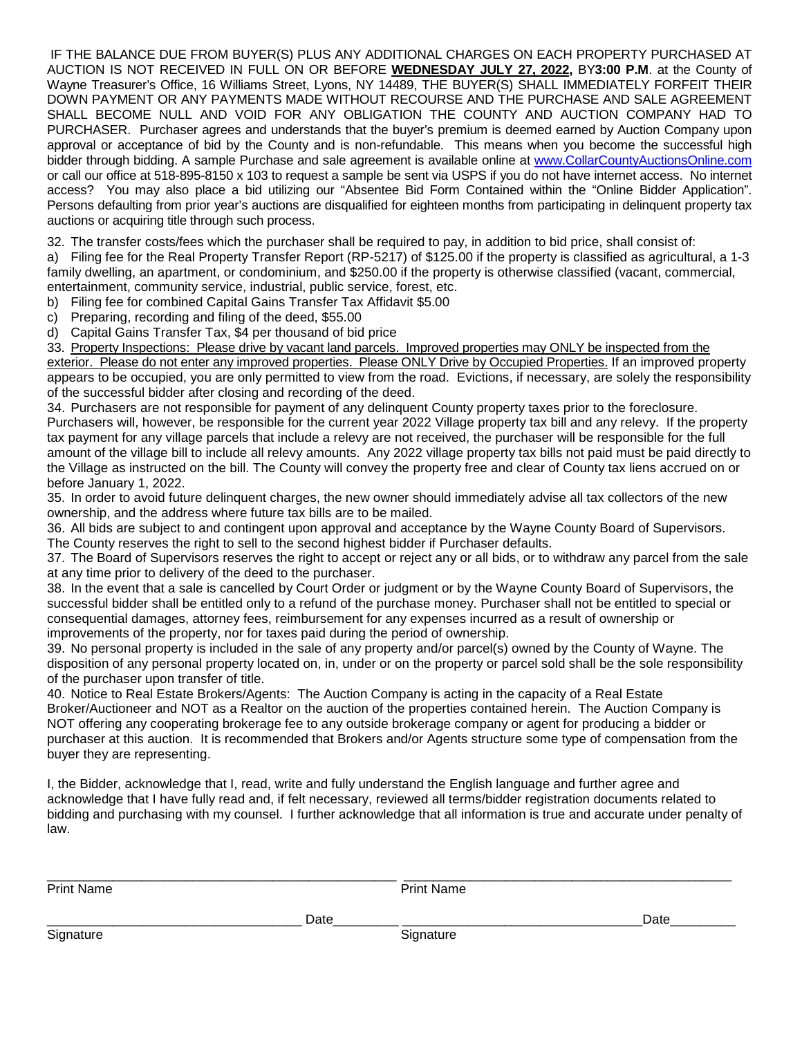IF THE BALANCE DUE FROM BUYER(S) PLUS ANY ADDITIONAL CHARGES ON EACH PROPERTY PURCHASED AT AUCTION IS NOT RECEIVED IN FULL ON OR BEFORE **WEDNESDAY JULY 27, 2022,** BY**3:00 P.M**. at the County of Wayne Treasurer's Office, 16 Williams Street, Lyons, NY 14489, THE BUYER(S) SHALL IMMEDIATELY FORFEIT THEIR DOWN PAYMENT OR ANY PAYMENTS MADE WITHOUT RECOURSE AND THE PURCHASE AND SALE AGREEMENT SHALL BECOME NULL AND VOID FOR ANY OBLIGATION THE COUNTY AND AUCTION COMPANY HAD TO PURCHASER. Purchaser agrees and understands that the buyer's premium is deemed earned by Auction Company upon approval or acceptance of bid by the County and is non-refundable. This means when you become the successful high bidder through bidding. A sample Purchase and sale agreement is available online at www.CollarCountyAuctionsOnline.com or call our office at 518-895-8150 x 103 to request a sample be sent via USPS if you do not have internet access. No internet access? You may also place a bid utilizing our "Absentee Bid Form Contained within the "Online Bidder Application". Persons defaulting from prior year's auctions are disqualified for eighteen months from participating in delinquent property tax auctions or acquiring title through such process.

32. The transfer costs/fees which the purchaser shall be required to pay, in addition to bid price, shall consist of:

a) Filing fee for the Real Property Transfer Report (RP-5217) of $125.00 if the property is classified as agricultural, a 1-3 family dwelling, an apartment, or condominium, and $250.00 if the property is otherwise classified (vacant, commercial, entertainment, community service, industrial, public service, forest, etc.

b) Filing fee for combined Capital Gains Transfer Tax Affidavit $5.00

c) Preparing, recording and filing of the deed, $55.00

d) Capital Gains Transfer Tax, $4 per thousand of bid price

33. Property Inspections: Please drive by vacant land parcels. Improved properties may ONLY be inspected from the exterior. Please do not enter any improved properties. Please ONLY Drive by Occupied Properties. If an improved property appears to be occupied, you are only permitted to view from the road. Evictions, if necessary, are solely the responsibility of the successful bidder after closing and recording of the deed.

34. Purchasers are not responsible for payment of any delinquent County property taxes prior to the foreclosure. Purchasers will, however, be responsible for the current year 2022 Village property tax bill and any relevy. If the property tax payment for any village parcels that include a relevy are not received, the purchaser will be responsible for the full amount of the village bill to include all relevy amounts. Any 2022 village property tax bills not paid must be paid directly to the Village as instructed on the bill. The County will convey the property free and clear of County tax liens accrued on or before January 1, 2022.

35. In order to avoid future delinquent charges, the new owner should immediately advise all tax collectors of the new ownership, and the address where future tax bills are to be mailed.

36. All bids are subject to and contingent upon approval and acceptance by the Wayne County Board of Supervisors. The County reserves the right to sell to the second highest bidder if Purchaser defaults.

37. The Board of Supervisors reserves the right to accept or reject any or all bids, or to withdraw any parcel from the sale at any time prior to delivery of the deed to the purchaser.

38. In the event that a sale is cancelled by Court Order or judgment or by the Wayne County Board of Supervisors, the successful bidder shall be entitled only to a refund of the purchase money. Purchaser shall not be entitled to special or consequential damages, attorney fees, reimbursement for any expenses incurred as a result of ownership or improvements of the property, nor for taxes paid during the period of ownership.

39. No personal property is included in the sale of any property and/or parcel(s) owned by the County of Wayne. The disposition of any personal property located on, in, under or on the property or parcel sold shall be the sole responsibility of the purchaser upon transfer of title.

40. Notice to Real Estate Brokers/Agents: The Auction Company is acting in the capacity of a Real Estate Broker/Auctioneer and NOT as a Realtor on the auction of the properties contained herein. The Auction Company is NOT offering any cooperating brokerage fee to any outside brokerage company or agent for producing a bidder or purchaser at this auction. It is recommended that Brokers and/or Agents structure some type of compensation from the buyer they are representing.

I, the Bidder, acknowledge that I, read, write and fully understand the English language and further agree and acknowledge that I have fully read and, if felt necessary, reviewed all terms/bidder registration documents related to bidding and purchasing with my counsel. I further acknowledge that all information is true and accurate under penalty of law.

\_\_\_\_\_\_\_\_\_\_\_\_\_\_\_\_\_\_\_\_\_\_\_\_\_\_\_\_\_\_\_\_\_\_\_\_ \_\_\_\_\_\_\_\_\_\_\_\_\_\_\_\_\_\_\_\_\_\_\_\_\_\_\_\_\_\_\_\_\_\_\_\_
Print Name Print Name

\_\_\_\_\_\_\_\_\_\_\_\_\_\_\_\_\_\_\_\_\_\_\_\_\_\_ Date\_\_\_\_\_\_\_\_ \_\_\_\_\_\_\_\_\_\_\_\_\_\_\_\_\_\_\_\_\_\_\_\_\_\_ Date\_\_\_\_\_\_\_\_
Signature Signature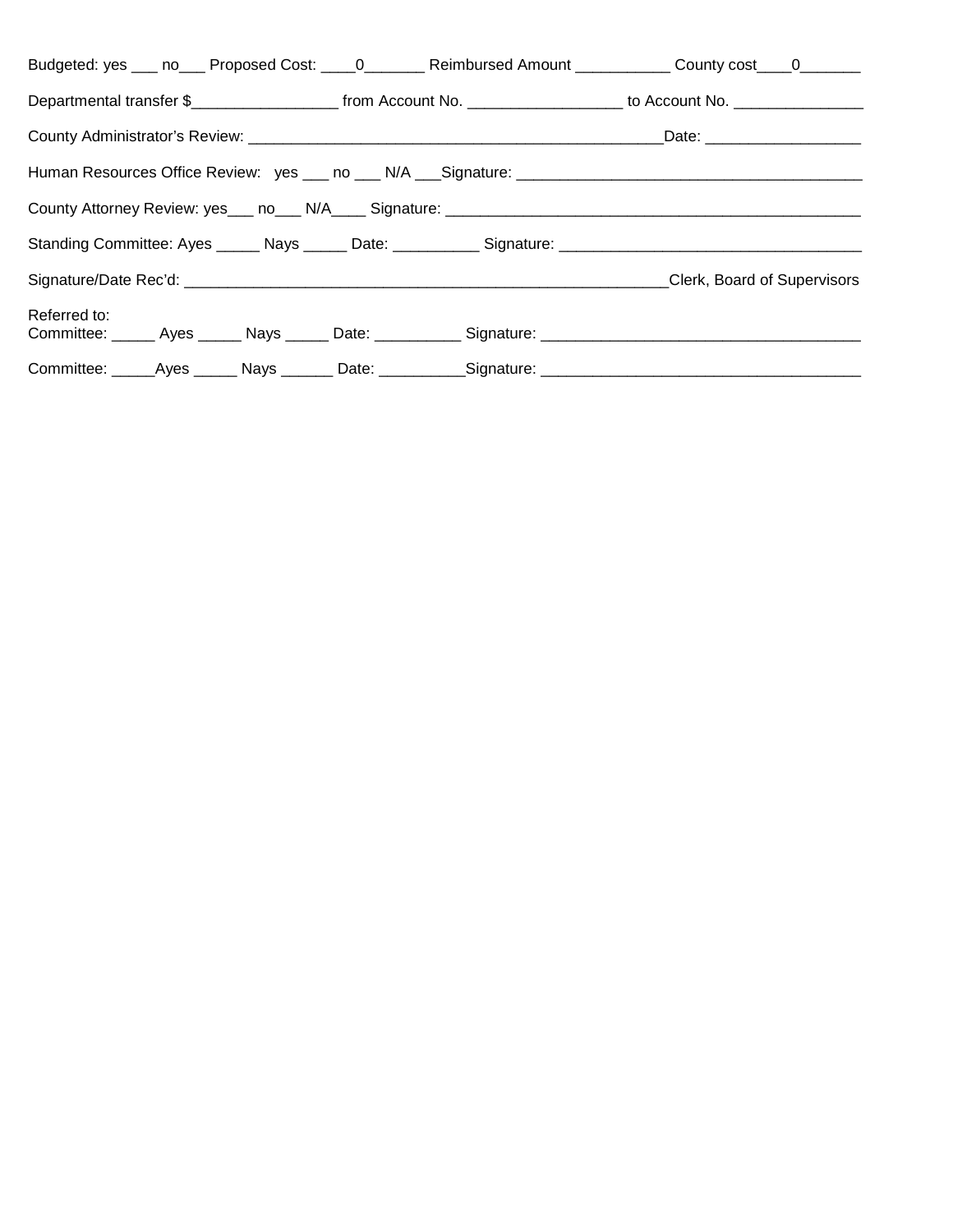Budgeted: yes ___ no___ Proposed Cost: ____0_______ Reimbursed Amount ___________ County cost____0_______

Departmental transfer $_________________ from Account No. __________________ to Account No. _______________

County Administrator's Review: ___________________________________________________Date: __________________

Human Resources Office Review: yes ___ no ___ N/A ___Signature: ________________________________________

County Attorney Review: yes___ no___ N/A____ Signature: __________________________________________________

Standing Committee: Ayes _____ Nays _____ Date: __________ Signature: ___________________________________

Signature/Date Rec'd: ____________________________________________________________Clerk, Board of Supervisors

Referred to:
Committee: _____ Ayes _____ Nays _____ Date: __________ Signature: ______________________________________

Committee: _____Ayes _____ Nays ______ Date: __________Signature: ______________________________________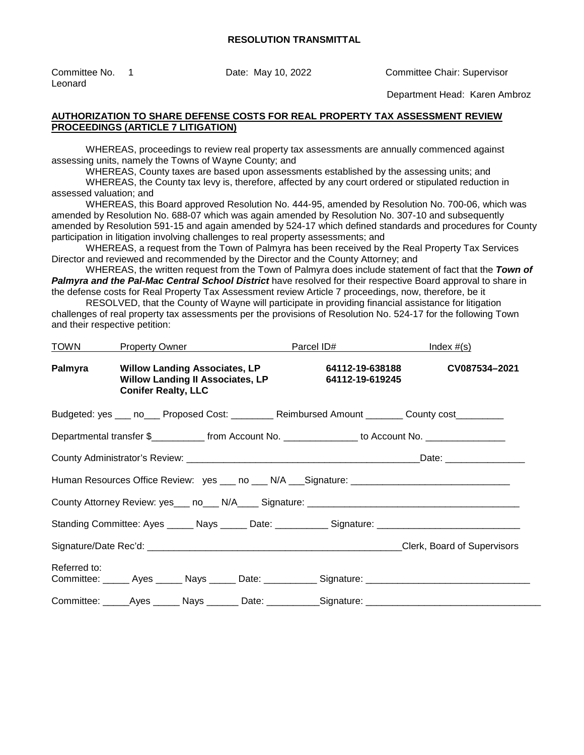**RESOLUTION TRANSMITTAL**

Committee No. 1 Date: May 10, 2022 Committee Chair: Supervisor Leonard

Department Head: Karen Ambroz

**AUTHORIZATION TO SHARE DEFENSE COSTS FOR REAL PROPERTY TAX ASSESSMENT REVIEW PROCEEDINGS (ARTICLE 7 LITIGATION)**

WHEREAS, proceedings to review real property tax assessments are annually commenced against assessing units, namely the Towns of Wayne County; and

WHEREAS, County taxes are based upon assessments established by the assessing units; and

WHEREAS, the County tax levy is, therefore, affected by any court ordered or stipulated reduction in assessed valuation; and

WHEREAS, this Board approved Resolution No. 444-95, amended by Resolution No. 700-06, which was amended by Resolution No. 688-07 which was again amended by Resolution No. 307-10 and subsequently amended by Resolution 591-15 and again amended by 524-17 which defined standards and procedures for County participation in litigation involving challenges to real property assessments; and

WHEREAS, a request from the Town of Palmyra has been received by the Real Property Tax Services Director and reviewed and recommended by the Director and the County Attorney; and

WHEREAS, the written request from the Town of Palmyra does include statement of fact that the ***Town of Palmyra and the Pal-Mac Central School District*** have resolved for their respective Board approval to share in the defense costs for Real Property Tax Assessment review Article 7 proceedings, now, therefore, be it

RESOLVED, that the County of Wayne will participate in providing financial assistance for litigation challenges of real property tax assessments per the provisions of Resolution No. 524-17 for the following Town and their respective petition:

| TOWN | Property Owner | Parcel ID# | Index #(s) |
|---|---|---|---|
| **Palmyra** | **Willow Landing Associates, LP**<br>**Willow Landing II Associates, LP**<br>**Conifer Realty, LLC** | **64112-19-638188**<br>**64112-19-619245** | **CV087534–2021** |

Budgeted: yes \_\_\_ no\_\_\_ Proposed Cost: \_\_\_\_\_\_\_\_ Reimbursed Amount \_\_\_\_\_\_\_ County cost\_\_\_\_\_\_\_\_\_

Departmental transfer $\_\_\_\_\_\_\_\_\_\_ from Account No. \_\_\_\_\_\_\_\_\_\_\_\_\_\_ to Account No. \_\_\_\_\_\_\_\_\_\_\_\_\_\_\_

County Administrator's Review: \_\_\_\_\_\_\_\_\_\_\_\_\_\_\_\_\_\_\_\_\_\_\_\_\_\_\_\_\_\_\_\_\_\_\_\_\_\_\_\_\_\_\_\_Date: \_\_\_\_\_\_\_\_\_\_\_\_\_\_\_

Human Resources Office Review: yes \_\_\_ no \_\_\_ N/A \_\_\_Signature: \_\_\_\_\_\_\_\_\_\_\_\_\_\_\_\_\_\_\_\_\_\_\_\_\_\_\_\_\_\_

County Attorney Review: yes\_\_\_ no\_\_\_ N/A\_\_\_\_ Signature: \_\_\_\_\_\_\_\_\_\_\_\_\_\_\_\_\_\_\_\_\_\_\_\_\_\_\_\_\_\_\_\_\_\_\_\_\_\_\_

Standing Committee: Ayes \_\_\_\_\_ Nays \_\_\_\_\_ Date: \_\_\_\_\_\_\_\_\_\_ Signature: \_\_\_\_\_\_\_\_\_\_\_\_\_\_\_\_\_\_\_\_\_\_\_\_\_\_\_

Signature/Date Rec'd: \_\_\_\_\_\_\_\_\_\_\_\_\_\_\_\_\_\_\_\_\_\_\_\_\_\_\_\_\_\_\_\_\_\_\_\_\_\_\_\_\_\_\_\_\_\_\_\_\_\_Clerk, Board of Supervisors

Referred to:
Committee: \_\_\_\_\_ Ayes \_\_\_\_\_ Nays \_\_\_\_\_ Date: \_\_\_\_\_\_\_\_\_\_ Signature: \_\_\_\_\_\_\_\_\_\_\_\_\_\_\_\_\_\_\_\_\_\_\_\_\_\_\_\_\_\_

Committee: \_\_\_\_\_Ayes \_\_\_\_\_ Nays \_\_\_\_\_\_ Date: \_\_\_\_\_\_\_\_\_\_Signature: \_\_\_\_\_\_\_\_\_\_\_\_\_\_\_\_\_\_\_\_\_\_\_\_\_\_\_\_\_\_\_\_\_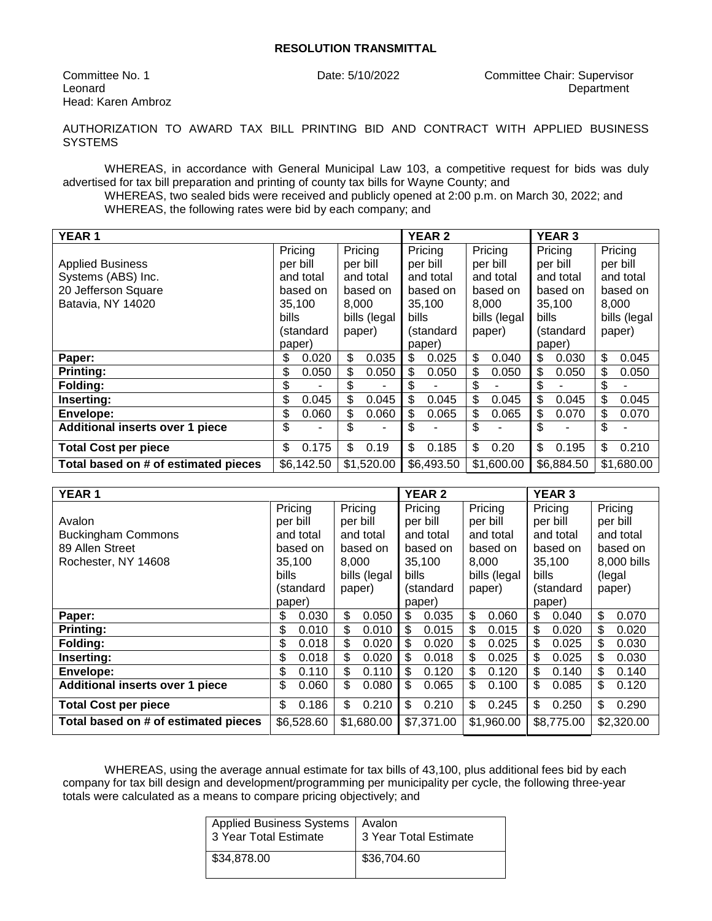**RESOLUTION TRANSMITTAL**

Committee No. 1 Date: 5/10/2022 Committee Chair: Supervisor Leonard Department Head: Karen Ambroz

AUTHORIZATION TO AWARD TAX BILL PRINTING BID AND CONTRACT WITH APPLIED BUSINESS SYSTEMS

WHEREAS, in accordance with General Municipal Law 103, a competitive request for bids was duly advertised for tax bill preparation and printing of county tax bills for Wayne County; and

WHEREAS, two sealed bids were received and publicly opened at 2:00 p.m. on March 30, 2022; and

WHEREAS, the following rates were bid by each company; and

| YEAR 1 | | | YEAR 2 | | YEAR 3 | |
|---|---|---|---|---|---|---|
| Applied Business Systems (ABS) Inc. 20 Jefferson Square Batavia, NY 14020 | Pricing per bill and total based on 35,100 bills (standard paper) | Pricing per bill and total based on 8,000 bills (legal paper) | Pricing per bill and total based on 35,100 bills (standard paper) | Pricing per bill and total based on 8,000 bills (legal paper) | Pricing per bill and total based on 35,100 bills (standard paper) | Pricing per bill and total based on 8,000 bills (legal paper) |
| **Paper:** | $ 0.020 | $ 0.035 | $ 0.025 | $ 0.040 | $ 0.030 | $ 0.045 |
| **Printing:** | $ 0.050 | $ 0.050 | $ 0.050 | $ 0.050 | $ 0.050 | $ 0.050 |
| **Folding:** | $ - | $ - | $ - | $ - | $ - | $ - |
| **Inserting:** | $ 0.045 | $ 0.045 | $ 0.045 | $ 0.045 | $ 0.045 | $ 0.045 |
| **Envelope:** | $ 0.060 | $ 0.060 | $ 0.065 | $ 0.065 | $ 0.070 | $ 0.070 |
| **Additional inserts over 1 piece** | $ - | $ - | $ - | $ - | $ - | $ - |
| **Total Cost per piece** | $ 0.175 | $ 0.19 | $ 0.185 | $ 0.20 | $ 0.195 | $ 0.210 |
| **Total based on # of estimated pieces** | $6,142.50 | $1,520.00 | $6,493.50 | $1,600.00 | $6,884.50 | $1,680.00 |

| YEAR 1 | | | YEAR 2 | | YEAR 3 | |
|---|---|---|---|---|---|---|
| Avalon Buckingham Commons 89 Allen Street Rochester, NY 14608 | Pricing per bill and total based on 35,100 bills (standard paper) | Pricing per bill and total based on 8,000 bills (legal paper) | Pricing per bill and total based on 35,100 bills (standard paper) | Pricing per bill and total based on 8,000 bills (legal paper) | Pricing per bill and total based on 35,100 bills (standard paper) | Pricing per bill and total based on 8,000 bills (legal paper) |
| **Paper:** | $ 0.030 | $ 0.050 | $ 0.035 | $ 0.060 | $ 0.040 | $ 0.070 |
| **Printing:** | $ 0.010 | $ 0.010 | $ 0.015 | $ 0.015 | $ 0.020 | $ 0.020 |
| **Folding:** | $ 0.018 | $ 0.020 | $ 0.020 | $ 0.025 | $ 0.025 | $ 0.030 |
| **Inserting:** | $ 0.018 | $ 0.020 | $ 0.018 | $ 0.025 | $ 0.025 | $ 0.030 |
| **Envelope:** | $ 0.110 | $ 0.110 | $ 0.120 | $ 0.120 | $ 0.140 | $ 0.140 |
| **Additional inserts over 1 piece** | $ 0.060 | $ 0.080 | $ 0.065 | $ 0.100 | $ 0.085 | $ 0.120 |
| **Total Cost per piece** | $ 0.186 | $ 0.210 | $ 0.210 | $ 0.245 | $ 0.250 | $ 0.290 |
| **Total based on # of estimated pieces** | $6,528.60 | $1,680.00 | $7,371.00 | $1,960.00 | $8,775.00 | $2,320.00 |

WHEREAS, using the average annual estimate for tax bills of 43,100, plus additional fees bid by each company for tax bill design and development/programming per municipality per cycle, the following three-year totals were calculated as a means to compare pricing objectively; and

| Applied Business Systems 3 Year Total Estimate | Avalon 3 Year Total Estimate |
|---|---|
| $34,878.00 | $36,704.60 |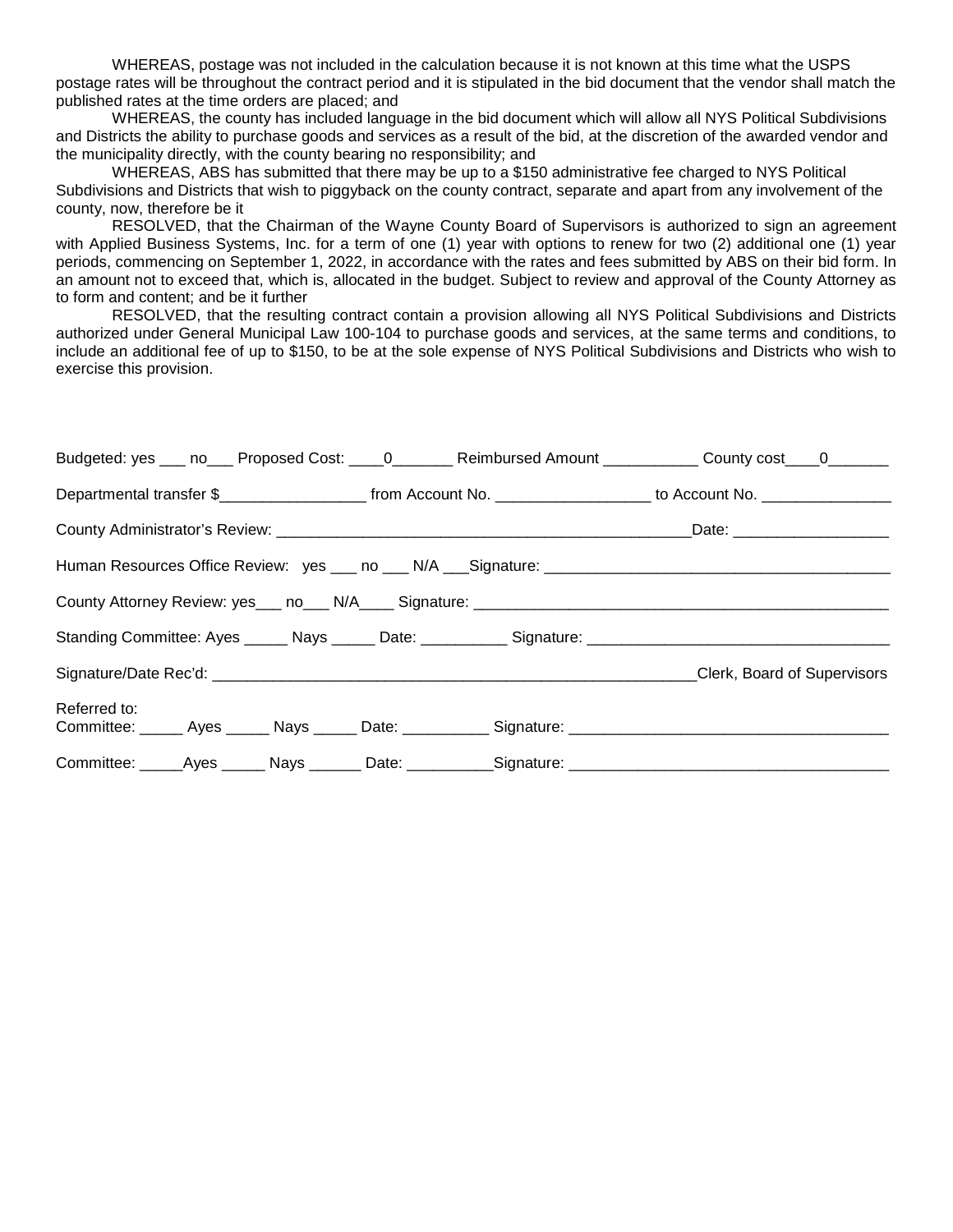WHEREAS, postage was not included in the calculation because it is not known at this time what the USPS postage rates will be throughout the contract period and it is stipulated in the bid document that the vendor shall match the published rates at the time orders are placed; and

WHEREAS, the county has included language in the bid document which will allow all NYS Political Subdivisions and Districts the ability to purchase goods and services as a result of the bid, at the discretion of the awarded vendor and the municipality directly, with the county bearing no responsibility; and

WHEREAS, ABS has submitted that there may be up to a $150 administrative fee charged to NYS Political Subdivisions and Districts that wish to piggyback on the county contract, separate and apart from any involvement of the county, now, therefore be it

RESOLVED, that the Chairman of the Wayne County Board of Supervisors is authorized to sign an agreement with Applied Business Systems, Inc. for a term of one (1) year with options to renew for two (2) additional one (1) year periods, commencing on September 1, 2022, in accordance with the rates and fees submitted by ABS on their bid form. In an amount not to exceed that, which is, allocated in the budget. Subject to review and approval of the County Attorney as to form and content; and be it further

RESOLVED, that the resulting contract contain a provision allowing all NYS Political Subdivisions and Districts authorized under General Municipal Law 100-104 to purchase goods and services, at the same terms and conditions, to include an additional fee of up to $150, to be at the sole expense of NYS Political Subdivisions and Districts who wish to exercise this provision.

Budgeted: yes ___ no___ Proposed Cost: ____0_______ Reimbursed Amount ___________ County cost____0_______

Departmental transfer $_________________ from Account No. __________________ to Account No. _______________

County Administrator's Review: _________________________________________________Date: __________________

Human Resources Office Review: yes ___ no ___ N/A ___Signature: ________________________________________

County Attorney Review: yes___ no___ N/A____ Signature: _________________________________________________

Standing Committee: Ayes _____ Nays _____ Date: __________ Signature: ___________________________________

Signature/Date Rec'd: __________________________________________________________Clerk, Board of Supervisors

Referred to:
Committee: _____ Ayes _____ Nays _____ Date: __________ Signature: ____________________________________

Committee: _____Ayes _____ Nays ______ Date: __________Signature: ____________________________________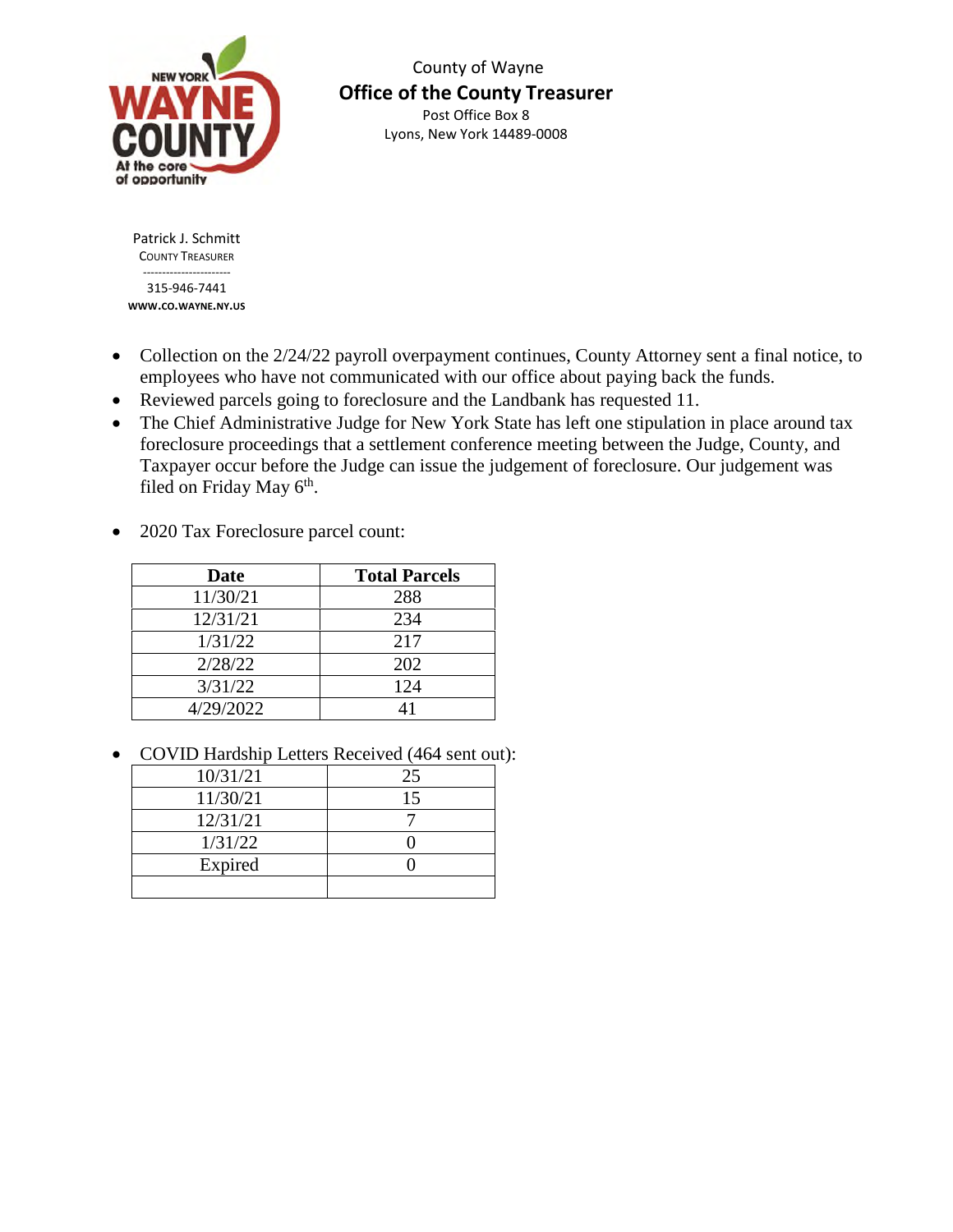County of Wayne

**Office of the County Treasurer**

Post Office Box 8

Lyons, New York 14489-0008

Patrick J. Schmitt

COUNTY TREASURER

315-946-7441

WWW.CO.WAYNE.NY.US

- Collection on the 2/24/22 payroll overpayment continues, County Attorney sent a final notice, to employees who have not communicated with our office about paying back the funds.
- Reviewed parcels going to foreclosure and the Landbank has requested 11.
- The Chief Administrative Judge for New York State has left one stipulation in place around tax foreclosure proceedings that a settlement conference meeting between the Judge, County, and Taxpayer occur before the Judge can issue the judgement of foreclosure. Our judgement was filed on Friday May 6th.

- 2020 Tax Foreclosure parcel count:

| Date | Total Parcels |
|---|---|
| 11/30/21 | 288 |
| 12/31/21 | 234 |
| 1/31/22 | 217 |
| 2/28/22 | 202 |
| 3/31/22 | 124 |
| 4/29/2022 | 41 |

- COVID Hardship Letters Received (464 sent out):

| | |
|---|---|
| 10/31/21 | 25 |
| 11/30/21 | 15 |
| 12/31/21 | 7 |
| 1/31/22 | 0 |
| Expired | 0 |
| | |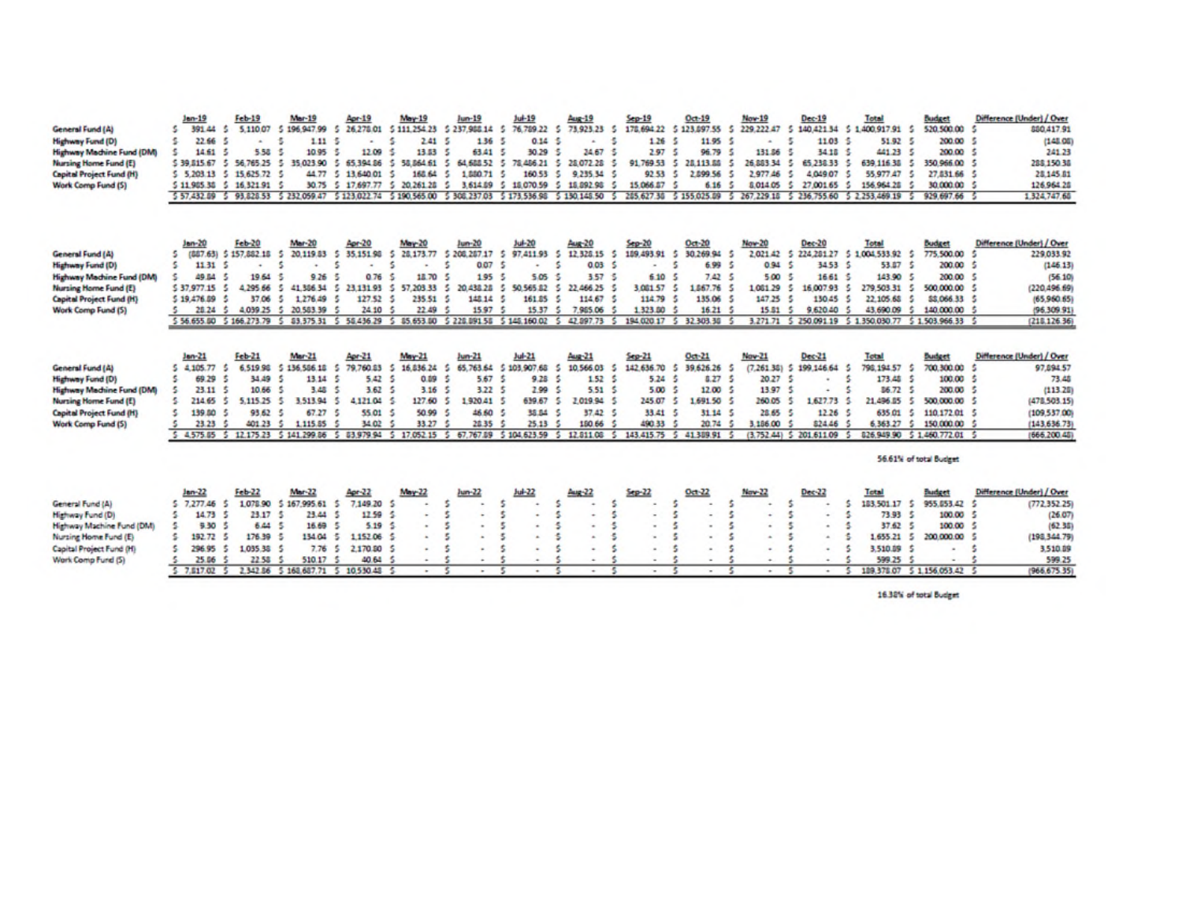|  | Jan-19 | Feb-19 | Mar-19 | Apr-19 | May-19 | Jun-19 | Jul-19 | Aug-19 | Sep-19 | Oct-19 | Nov-19 | Dec-19 | Total | Budget | Difference (Under) / Over |
|---|---|---|---|---|---|---|---|---|---|---|---|---|---|---|---|
| General Fund (A) | $ 391.44 | $ 5,110.07 | $ 196,947.99 | $ 26,278.01 | $ 111,254.23 | $ 237,988.14 | $ 76,789.22 | $ 73,923.23 | $ 178,694.22 | $ 123,897.55 | $ 229,222.47 | $ 140,421.34 | $ 1,400,917.91 | $ 520,500.00 | $ 880,417.91 |
| Highway Fund (D) | $ 22.66 | $ - | $ 1.11 | $ - | $ 2.41 | $ 1.36 | $ 0.14 | $ - | $ 1.26 | $ 11.95 | $ - | $ 11.03 | $ 51.92 | $ 200.00 | $ (148.08) |
| Highway Machine Fund (DM) | $ 14.61 | $ 5.58 | $ 10.95 | $ 12.09 | $ 13.83 | $ 63.41 | $ 30.29 | $ 24.67 | $ 2.97 | $ 96.79 | $ 131.86 | $ 34.18 | $ 441.23 | $ 200.00 | $ 241.23 |
| Nursing Home Fund (E) | $ 39,815.67 | $ 56,765.25 | $ 35,023.90 | $ 65,394.86 | $ 58,864.61 | $ 64,688.52 | $ 78,486.21 | $ 28,072.28 | $ 91,769.53 | $ 28,113.88 | $ 26,883.34 | $ 65,238.33 | $ 639,116.38 | $ 350,966.00 | $ 288,150.38 |
| Capital Project Fund (H) | $ 5,203.13 | $ 15,625.72 | $ 44.77 | $ 13,640.01 | $ 168.64 | $ 1,880.71 | $ 160.53 | $ 9,235.34 | $ 92.53 | $ 2,899.56 | $ 2,977.46 | $ 4,049.07 | $ 55,977.47 | $ 27,831.66 | $ 28,145.81 |
| Work Comp Fund (S) | $ 11,985.38 | $ 16,321.91 | $ 30.75 | $ 17,697.77 | $ 20,261.28 | $ 3,614.89 | $ 18,070.59 | $ 18,892.98 | $ 15,066.87 | $ 6.16 | $ 8,014.05 | $ 27,001.65 | $ 156,964.28 | $ 30,000.00 | $ 126,964.28 |
|  | $ 57,432.89 | $ 93,828.53 | $ 232,059.47 | $ 123,022.74 | $ 190,565.00 | $ 308,237.03 | $ 173,536.98 | $ 130,148.50 | $ 285,627.38 | $ 155,025.89 | $ 267,229.18 | $ 236,755.60 | $ 2,253,469.19 | $ 929,697.66 | $ 1,324,747.68 |

|  | Jan-20 | Feb-20 | Mar-20 | Apr-20 | May-20 | Jun-20 | Jul-20 | Aug-20 | Sep-20 | Oct-20 | Nov-20 | Dec-20 | Total | Budget | Difference (Under) / Over |
|---|---|---|---|---|---|---|---|---|---|---|---|---|---|---|---|
| General Fund (A) | $ (887.63) | $ 157,882.18 | $ 20,119.83 | $ 35,151.98 | $ 28,173.77 | $ 208,287.17 | $ 97,411.93 | $ 12,328.15 | $ 189,493.91 | $ 30,269.94 | $ 2,021.42 | $ 224,281.27 | $ 1,004,533.92 | $ 775,500.00 | $ 229,033.92 |
| Highway Fund (D) | $ 11.31 | $ - | $ - | $ - | $ - | $ 0.07 | $ - | $ 0.03 | $ - | $ 6.99 | $ 0.94 | $ 34.53 | $ 53.87 | $ 200.00 | $ (146.13) |
| Highway Machine Fund (DM) | $ 49.84 | $ 19.64 | $ 9.26 | $ 0.76 | $ 18.70 | $ 1.95 | $ 5.05 | $ 3.57 | $ 6.10 | $ 7.42 | $ 5.00 | $ 16.61 | $ 143.90 | $ 200.00 | $ (56.10) |
| Nursing Home Fund (E) | $ 37,977.15 | $ 4,295.66 | $ 41,306.34 | $ 23,131.93 | $ 57,203.33 | $ 20,438.28 | $ 50,565.82 | $ 22,466.25 | $ 3,081.57 | $ 1,867.76 | $ 1,081.29 | $ 16,007.93 | $ 279,503.31 | $ 500,000.00 | $ (220,496.69) |
| Capital Project Fund (H) | $ 19,476.89 | $ 37.06 | $ 1,276.49 | $ 127.52 | $ 235.51 | $ 148.14 | $ 161.85 | $ 114.67 | $ 114.79 | $ 135.06 | $ 147.25 | $ 130.45 | $ 22,105.68 | $ 88,066.33 | $ (65,960.65) |
| Work Comp Fund (S) | $ 28.24 | $ 4,039.25 | $ 20,583.39 | $ 24.10 | $ 22.49 | $ 15.97 | $ 15.37 | $ 7,985.06 | $ 1,323.80 | $ 16.21 | $ 15.81 | $ 9,620.40 | $ 43,690.09 | $ 140,000.00 | $ (96,309.91) |
|  | $ 56,655.80 | $ 166,273.79 | $ 83,375.31 | $ 58,436.29 | $ 85,653.80 | $ 228,891.58 | $ 148,160.02 | $ 42,897.73 | $ 194,020.17 | $ 32,303.38 | $ 3,271.71 | $ 250,091.19 | $ 1,350,030.77 | $ 1,503,966.33 | $ (218,126.36) |

|  | Jan-21 | Feb-21 | Mar-21 | Apr-21 | May-21 | Jun-21 | Jul-21 | Aug-21 | Sep-21 | Oct-21 | Nov-21 | Dec-21 | Total | Budget | Difference (Under) / Over |
|---|---|---|---|---|---|---|---|---|---|---|---|---|---|---|---|
| General Fund (A) | $ 4,105.77 | $ 6,519.98 | $ 136,586.18 | $ 79,760.83 | $ 16,836.24 | $ 65,763.64 | $ 103,907.68 | $ 10,566.03 | $ 142,636.70 | $ 39,626.26 | $ (7,261.38) | $ 199,146.64 | $ 798,194.57 | $ 700,300.00 | $ 97,894.57 |
| Highway Fund (D) | $ 69.29 | $ 34.49 | $ 13.14 | $ 5.42 | $ 0.89 | $ 5.67 | $ 9.28 | $ 1.52 | $ 5.24 | $ 8.27 | $ 20.27 | $ - | $ 173.48 | $ 100.00 | $ 73.48 |
| Highway Machine Fund (DM) | $ 23.11 | $ 10.66 | $ 3.48 | $ 3.62 | $ 3.16 | $ 3.22 | $ 2.99 | $ 5.51 | $ 5.00 | $ 12.00 | $ 13.97 | $ - | $ 86.72 | $ 200.00 | $ (113.28) |
| Nursing Home Fund (E) | $ 214.65 | $ 5,115.25 | $ 3,513.94 | $ 4,121.04 | $ 127.60 | $ 1,920.41 | $ 639.67 | $ 2,019.94 | $ 245.07 | $ 1,691.50 | $ 260.05 | $ 1,627.73 | $ 21,496.85 | $ 500,000.00 | $ (478,503.15) |
| Capital Project Fund (H) | $ 139.80 | $ 93.62 | $ 67.27 | $ 55.01 | $ 50.99 | $ 46.60 | $ 38.84 | $ 37.42 | $ 33.41 | $ 31.14 | $ 28.65 | $ 12.26 | $ 635.01 | $ 110,172.01 | $ (109,537.00) |
| Work Comp Fund (S) | $ 23.23 | $ 401.23 | $ 1,115.85 | $ 34.02 | $ 33.27 | $ 28.35 | $ 25.13 | $ 180.66 | $ 490.33 | $ 20.74 | $ 3,186.00 | $ 824.46 | $ 6,363.27 | $ 150,000.00 | $ (143,636.73) |
|  | $ 4,575.85 | $ 12,175.23 | $ 141,299.86 | $ 83,979.94 | $ 17,052.15 | $ 67,767.89 | $ 104,623.59 | $ 12,811.08 | $ 143,415.75 | $ 41,389.91 | $ (3,752.44) | $ 201,611.09 | $ 826,949.90 | $ 1,460,772.01 | $ (666,200.48) |

56.61% of total Budget

|  | Jan-22 | Feb-22 | Mar-22 | Apr-22 | May-22 | Jun-22 | Jul-22 | Aug-22 | Sep-22 | Oct-22 | Nov-22 | Dec-22 | Total | Budget | Difference (Under) / Over |
|---|---|---|---|---|---|---|---|---|---|---|---|---|---|---|---|
| General Fund (A) | $ 7,277.46 | $ 1,078.90 | $ 167,995.61 | $ 7,149.20 | $ - | $ - | $ - | $ - | $ - | $ - | $ - | $ - | $ 183,501.17 | $ 955,853.42 | $ (772,352.25) |
| Highway Fund (D) | $ 14.73 | $ 23.17 | $ 23.44 | $ 12.59 | $ - | $ - | $ - | $ - | $ - | $ - | $ - | $ - | $ 73.93 | $ 100.00 | $ (26.07) |
| Highway Machine Fund (DM) | $ 9.30 | $ 6.44 | $ 16.69 | $ 5.19 | $ - | $ - | $ - | $ - | $ - | $ - | $ - | $ - | $ 37.62 | $ 100.00 | $ (62.38) |
| Nursing Home Fund (E) | $ 192.72 | $ 176.39 | $ 134.04 | $ 1,152.06 | $ - | $ - | $ - | $ - | $ - | $ - | $ - | $ - | $ 1,655.21 | $ 200,000.00 | $ (198,344.79) |
| Capital Project Fund (H) | $ 296.95 | $ 1,035.38 | $ 7.76 | $ 2,170.80 | $ - | $ - | $ - | $ - | $ - | $ - | $ - | $ - | $ 3,510.89 | $ - | $ 3,510.89 |
| Work Comp Fund (S) | $ 25.86 | $ 22.58 | $ 510.17 | $ 40.64 | $ - | $ - | $ - | $ - | $ - | $ - | $ - | $ - | $ 599.25 | $ - | $ 599.25 |
|  | $ 7,817.02 | $ 2,342.86 | $ 168,687.71 | $ 10,530.48 | $ - | $ - | $ - | $ - | $ - | $ - | $ - | $ - | $ 189,378.07 | $ 1,156,053.42 | $ (966,675.35) |

16.38% of total Budget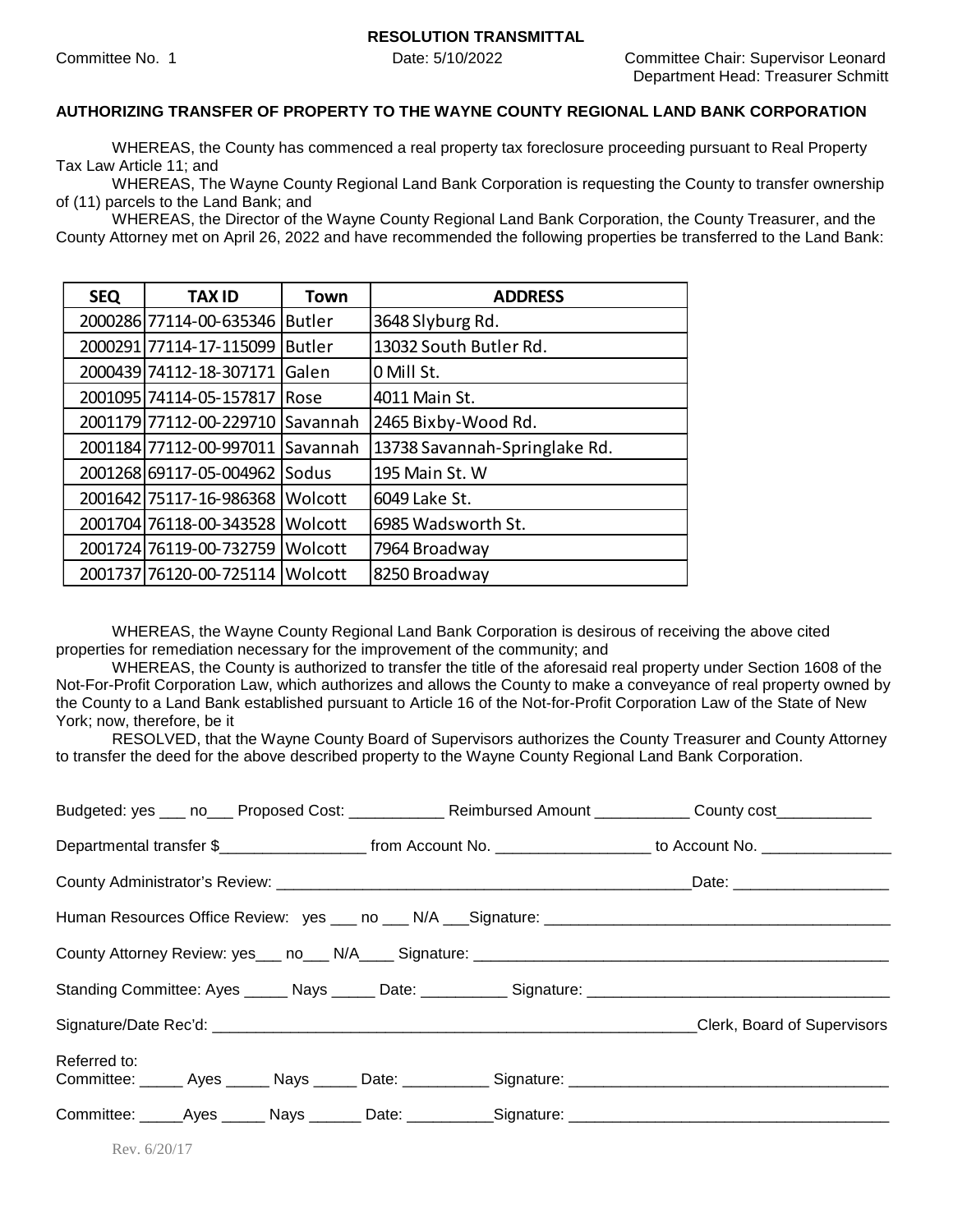**RESOLUTION TRANSMITTAL**

Committee No. 1 Date: 5/10/2022 Committee Chair: Supervisor Leonard
Department Head: Treasurer Schmitt

**AUTHORIZING TRANSFER OF PROPERTY TO THE WAYNE COUNTY REGIONAL LAND BANK CORPORATION**

WHEREAS, the County has commenced a real property tax foreclosure proceeding pursuant to Real Property Tax Law Article 11; and

WHEREAS, The Wayne County Regional Land Bank Corporation is requesting the County to transfer ownership of (11) parcels to the Land Bank; and

WHEREAS, the Director of the Wayne County Regional Land Bank Corporation, the County Treasurer, and the County Attorney met on April 26, 2022 and have recommended the following properties be transferred to the Land Bank:

| SEQ | TAX ID | Town | ADDRESS |
|---|---|---|---|
| 2000286 | 77114-00-635346 | Butler | 3648 Slyburg Rd. |
| 2000291 | 77114-17-115099 | Butler | 13032 South Butler Rd. |
| 2000439 | 74112-18-307171 | Galen | 0 Mill St. |
| 2001095 | 74114-05-157817 | Rose | 4011 Main St. |
| 2001179 | 77112-00-229710 | Savannah | 2465 Bixby-Wood Rd. |
| 2001184 | 77112-00-997011 | Savannah | 13738 Savannah-Springlake Rd. |
| 2001268 | 69117-05-004962 | Sodus | 195 Main St. W |
| 2001642 | 75117-16-986368 | Wolcott | 6049 Lake St. |
| 2001704 | 76118-00-343528 | Wolcott | 6985 Wadsworth St. |
| 2001724 | 76119-00-732759 | Wolcott | 7964 Broadway |
| 2001737 | 76120-00-725114 | Wolcott | 8250 Broadway |

WHEREAS, the Wayne County Regional Land Bank Corporation is desirous of receiving the above cited properties for remediation necessary for the improvement of the community; and

WHEREAS, the County is authorized to transfer the title of the aforesaid real property under Section 1608 of the Not-For-Profit Corporation Law, which authorizes and allows the County to make a conveyance of real property owned by the County to a Land Bank established pursuant to Article 16 of the Not-for-Profit Corporation Law of the State of New York; now, therefore, be it

RESOLVED, that the Wayne County Board of Supervisors authorizes the County Treasurer and County Attorney to transfer the deed for the above described property to the Wayne County Regional Land Bank Corporation.

Budgeted: yes ___ no___ Proposed Cost: ___________ Reimbursed Amount ___________ County cost___________

Departmental transfer $_________________ from Account No. __________________ to Account No. _______________

County Administrator's Review: __________________________________________________Date: __________________

Human Resources Office Review: yes ___ no ___ N/A ___Signature: ________________________________________

County Attorney Review: yes___ no___ N/A____ Signature: _________________________________________________

Standing Committee: Ayes _____ Nays _____ Date: __________ Signature: ___________________________________

Signature/Date Rec'd: __________________________________________________________Clerk, Board of Supervisors

Referred to:
Committee: _____ Ayes _____ Nays _____ Date: __________ Signature: _____________________________________

Committee: _____Ayes _____ Nays ______ Date: __________Signature: _____________________________________

Rev. 6/20/17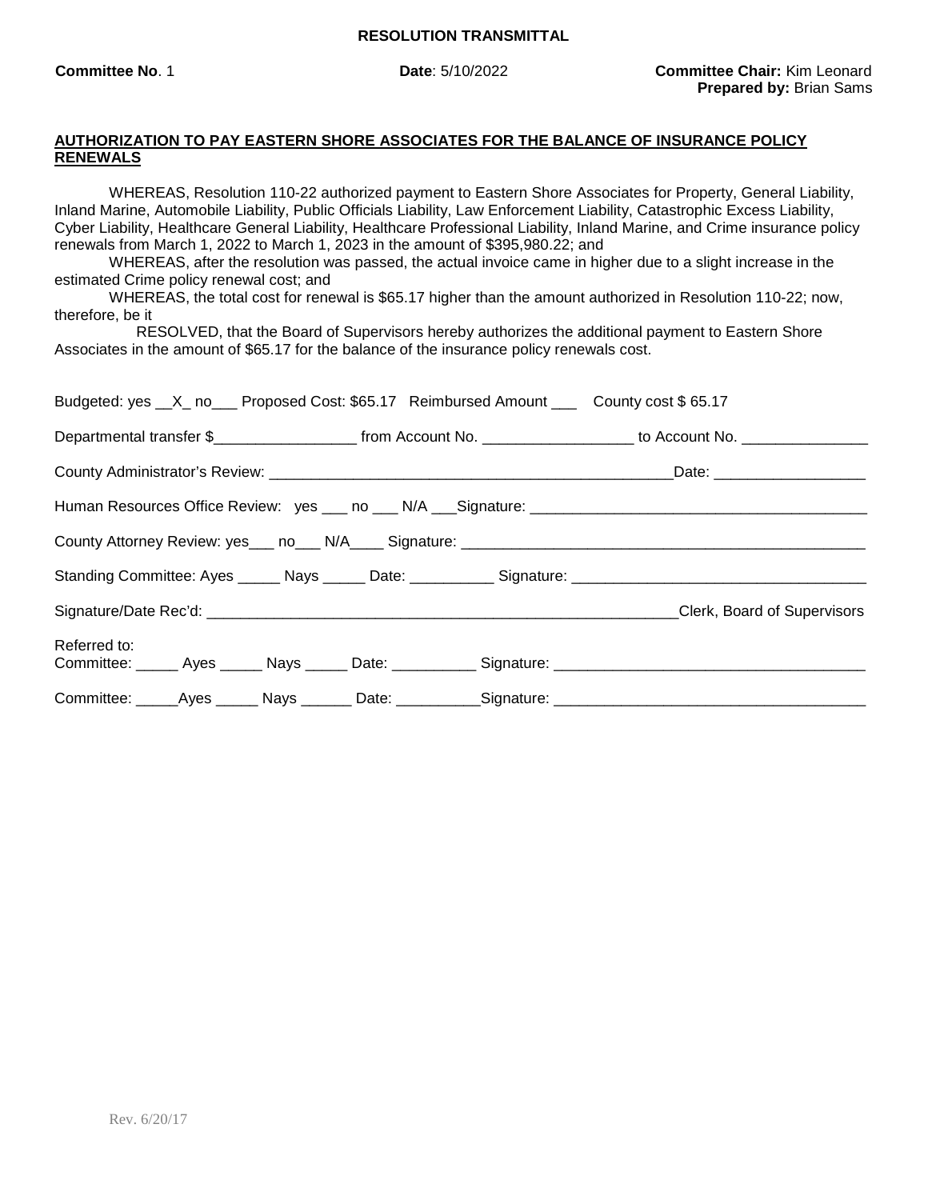**RESOLUTION TRANSMITTAL**

**Committee No**. 1 **Date**: 5/10/2022 **Committee Chair:** Kim Leonard
**Prepared by:** Brian Sams

**AUTHORIZATION TO PAY EASTERN SHORE ASSOCIATES FOR THE BALANCE OF INSURANCE POLICY RENEWALS**

WHEREAS, Resolution 110-22 authorized payment to Eastern Shore Associates for Property, General Liability, Inland Marine, Automobile Liability, Public Officials Liability, Law Enforcement Liability, Catastrophic Excess Liability, Cyber Liability, Healthcare General Liability, Healthcare Professional Liability, Inland Marine, and Crime insurance policy renewals from March 1, 2022 to March 1, 2023 in the amount of $395,980.22; and

WHEREAS, after the resolution was passed, the actual invoice came in higher due to a slight increase in the estimated Crime policy renewal cost; and

WHEREAS, the total cost for renewal is $65.17 higher than the amount authorized in Resolution 110-22; now, therefore, be it

RESOLVED, that the Board of Supervisors hereby authorizes the additional payment to Eastern Shore Associates in the amount of $65.17 for the balance of the insurance policy renewals cost.

Budgeted: yes __X_ no___ Proposed Cost: $65.17 Reimbursed Amount ___ County cost $ 65.17

Departmental transfer $_________________ from Account No. __________________ to Account No. _______________

County Administrator's Review: _______________________________________________Date: __________________

Human Resources Office Review: yes ___ no ___ N/A ___Signature: ________________________________________

County Attorney Review: yes___ no___ N/A____ Signature: _________________________________________________

Standing Committee: Ayes _____ Nays _____ Date: __________ Signature: ___________________________________

Signature/Date Rec'd: _________________________________________________________Clerk, Board of Supervisors

Referred to:
Committee: _____ Ayes _____ Nays _____ Date: __________ Signature: ____________________________________

Committee: _____Ayes _____ Nays ______ Date: __________Signature: ____________________________________

Rev. 6/20/17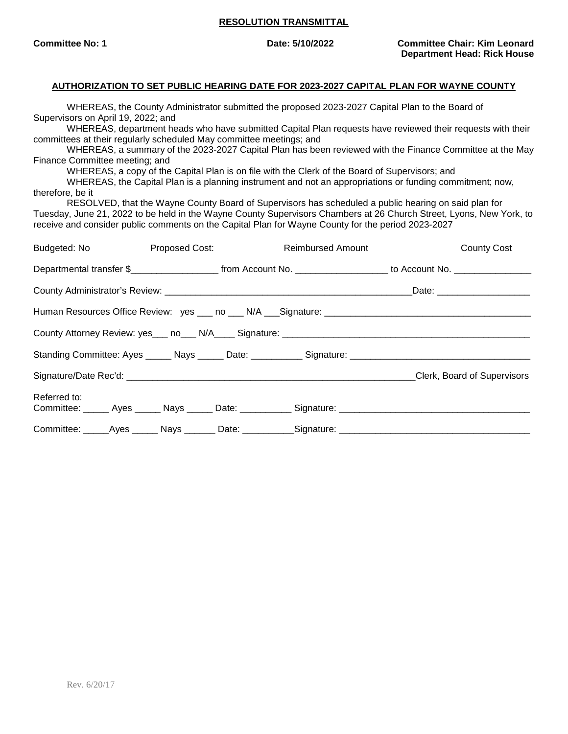**RESOLUTION TRANSMITTAL**

**Committee No: 1** **Date: 5/10/2022** **Committee Chair: Kim Leonard**
**Department Head: Rick House**

**AUTHORIZATION TO SET PUBLIC HEARING DATE FOR 2023-2027 CAPITAL PLAN FOR WAYNE COUNTY**

WHEREAS, the County Administrator submitted the proposed 2023-2027 Capital Plan to the Board of Supervisors on April 19, 2022; and

WHEREAS, department heads who have submitted Capital Plan requests have reviewed their requests with their committees at their regularly scheduled May committee meetings; and

WHEREAS, a summary of the 2023-2027 Capital Plan has been reviewed with the Finance Committee at the May Finance Committee meeting; and

WHEREAS, a copy of the Capital Plan is on file with the Clerk of the Board of Supervisors; and

WHEREAS, the Capital Plan is a planning instrument and not an appropriations or funding commitment; now, therefore, be it

RESOLVED, that the Wayne County Board of Supervisors has scheduled a public hearing on said plan for Tuesday, June 21, 2022 to be held in the Wayne County Supervisors Chambers at 26 Church Street, Lyons, New York, to receive and consider public comments on the Capital Plan for Wayne County for the period 2023-2027

Budgeted: No Proposed Cost: Reimbursed Amount County Cost

Departmental transfer $_________________ from Account No. __________________ to Account No. _______________

County Administrator's Review: _________________________________________________Date: __________________

Human Resources Office Review: yes ___ no ___ N/A ___Signature: ________________________________________

County Attorney Review: yes___ no___ N/A____ Signature: _________________________________________________

Standing Committee: Ayes _____ Nays _____ Date: __________ Signature: ___________________________________

Signature/Date Rec'd: _________________________________________________________Clerk, Board of Supervisors

Referred to:
Committee: _____ Ayes _____ Nays _____ Date: __________ Signature: _____________________________________

Committee: _____Ayes _____ Nays ______ Date: __________Signature: _____________________________________

Rev. 6/20/17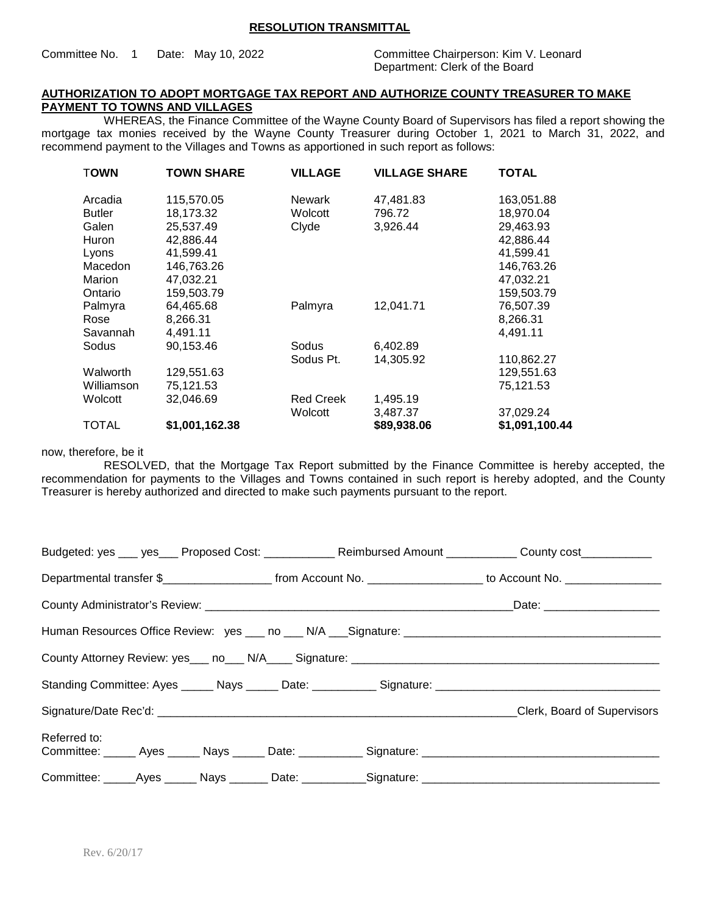**RESOLUTION TRANSMITTAL**

Committee No. 1 Date: May 10, 2022

Committee Chairperson: Kim V. Leonard
Department: Clerk of the Board

**AUTHORIZATION TO ADOPT MORTGAGE TAX REPORT AND AUTHORIZE COUNTY TREASURER TO MAKE PAYMENT TO TOWNS AND VILLAGES**

WHEREAS, the Finance Committee of the Wayne County Board of Supervisors has filed a report showing the mortgage tax monies received by the Wayne County Treasurer during October 1, 2021 to March 31, 2022, and recommend payment to the Villages and Towns as apportioned in such report as follows:

| TOWN | TOWN SHARE | VILLAGE | VILLAGE SHARE | TOTAL |
|---|---|---|---|---|
| Arcadia | 115,570.05 | Newark | 47,481.83 | 163,051.88 |
| Butler | 18,173.32 | Wolcott | 796.72 | 18,970.04 |
| Galen | 25,537.49 | Clyde | 3,926.44 | 29,463.93 |
| Huron | 42,886.44 | | | 42,886.44 |
| Lyons | 41,599.41 | | | 41,599.41 |
| Macedon | 146,763.26 | | | 146,763.26 |
| Marion | 47,032.21 | | | 47,032.21 |
| Ontario | 159,503.79 | | | 159,503.79 |
| Palmyra | 64,465.68 | Palmyra | 12,041.71 | 76,507.39 |
| Rose | 8,266.31 | | | 8,266.31 |
| Savannah | 4,491.11 | | | 4,491.11 |
| Sodus | 90,153.46 | Sodus | 6,402.89 | |
| | | Sodus Pt. | 14,305.92 | 110,862.27 |
| Walworth | 129,551.63 | | | 129,551.63 |
| Williamson | 75,121.53 | | | 75,121.53 |
| Wolcott | 32,046.69 | Red Creek | 1,495.19 | |
| | | Wolcott | 3,487.37 | 37,029.24 |
| TOTAL | **$1,001,162.38** | | **$89,938.06** | **$1,091,100.44** |

now, therefore, be it

RESOLVED, that the Mortgage Tax Report submitted by the Finance Committee is hereby accepted, the recommendation for payments to the Villages and Towns contained in such report is hereby adopted, and the County Treasurer is hereby authorized and directed to make such payments pursuant to the report.

Budgeted: yes ___ yes___ Proposed Cost: ___________ Reimbursed Amount ___________ County cost___________

Departmental transfer $_________________ from Account No. _________________ to Account No. _______________

County Administrator's Review: _________________________________________________Date: _________________

Human Resources Office Review: yes ___ no ___ N/A ___Signature: _______________________________________

County Attorney Review: yes___ no___ N/A____ Signature: _______________________________________________

Standing Committee: Ayes _____ Nays _____ Date: __________ Signature: __________________________________

Signature/Date Rec'd: ________________________________________________________Clerk, Board of Supervisors

Referred to:
Committee: _____ Ayes _____ Nays _____ Date: __________ Signature: ___________________________________

Committee: _____Ayes _____ Nays ______ Date: __________Signature: ___________________________________

Rev. 6/20/17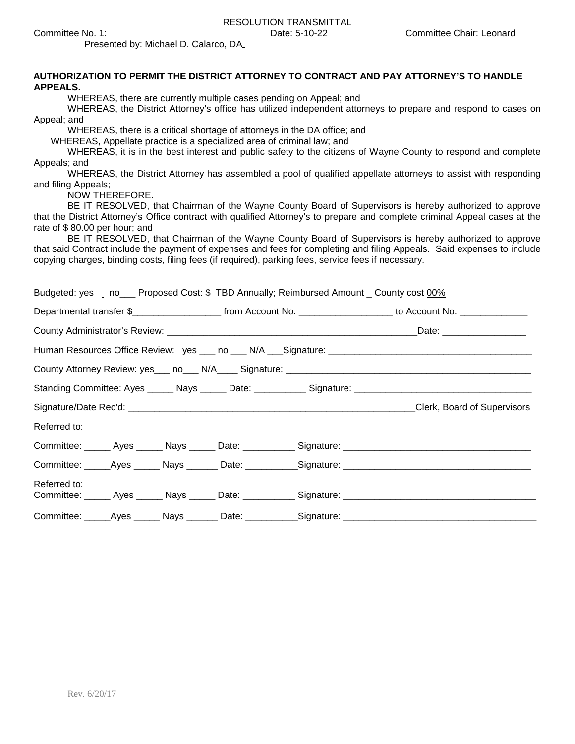RESOLUTION TRANSMITTAL

Committee No. 1: Date: 5-10-22 Committee Chair: Leonard

Presented by: Michael D. Calarco, DA

**AUTHORIZATION TO PERMIT THE DISTRICT ATTORNEY TO CONTRACT AND PAY ATTORNEY'S TO HANDLE APPEALS.**

WHEREAS, there are currently multiple cases pending on Appeal; and

WHEREAS, the District Attorney's office has utilized independent attorneys to prepare and respond to cases on Appeal; and

WHEREAS, there is a critical shortage of attorneys in the DA office; and

WHEREAS, Appellate practice is a specialized area of criminal law; and

WHEREAS, it is in the best interest and public safety to the citizens of Wayne County to respond and complete Appeals; and

WHEREAS, the District Attorney has assembled a pool of qualified appellate attorneys to assist with responding and filing Appeals;

NOW THEREFORE.

BE IT RESOLVED, that Chairman of the Wayne County Board of Supervisors is hereby authorized to approve that the District Attorney's Office contract with qualified Attorney's to prepare and complete criminal Appeal cases at the rate of $ 80.00 per hour; and

BE IT RESOLVED, that Chairman of the Wayne County Board of Supervisors is hereby authorized to approve that said Contract include the payment of expenses and fees for completing and filing Appeals. Said expenses to include copying charges, binding costs, filing fees (if required), parking fees, service fees if necessary.

Budgeted: yes _ no___ Proposed Cost: $ TBD Annually; Reimbursed Amount _ County cost 00%

Departmental transfer $________________ from Account No. _________________ to Account No. ____________

County Administrator's Review: _______________________________________________Date: _______________

Human Resources Office Review: yes ___ no ___ N/A ___Signature: _____________________________________

County Attorney Review: yes___ no___ N/A____ Signature: _____________________________________________

Standing Committee: Ayes _____ Nays _____ Date: __________ Signature: _________________________________

Signature/Date Rec'd: ______________________________________________________Clerk, Board of Supervisors

Referred to:

Committee: _____ Ayes _____ Nays _____ Date: __________ Signature: __________________________________

Committee: _____Ayes _____ Nays ______ Date: __________Signature: ___________________________________

Referred to:

Committee: _____ Ayes _____ Nays _____ Date: __________ Signature: ___________________________________

Committee: _____Ayes _____ Nays ______ Date: __________Signature: ___________________________________

Rev. 6/20/17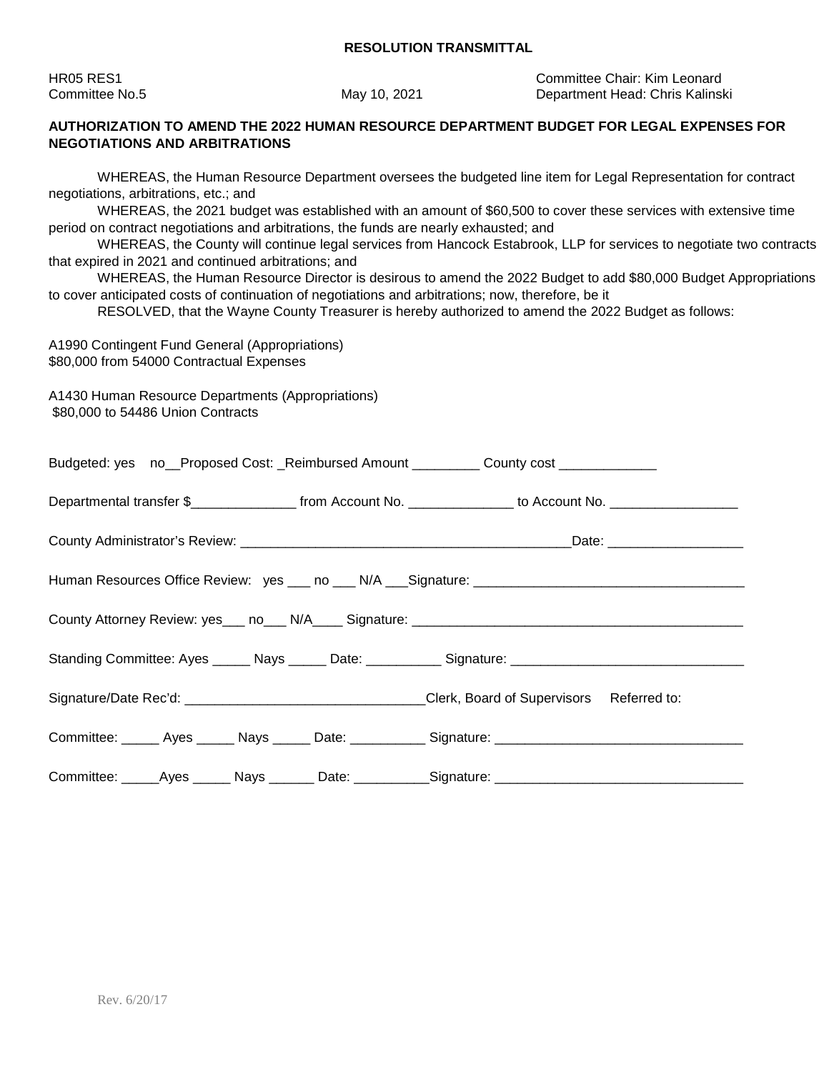**RESOLUTION TRANSMITTAL**

HR05 RES1
Committee No.5

May 10, 2021

Committee Chair: Kim Leonard
Department Head: Chris Kalinski

**AUTHORIZATION TO AMEND THE 2022 HUMAN RESOURCE DEPARTMENT BUDGET FOR LEGAL EXPENSES FOR NEGOTIATIONS AND ARBITRATIONS**

WHEREAS, the Human Resource Department oversees the budgeted line item for Legal Representation for contract negotiations, arbitrations, etc.; and

WHEREAS, the 2021 budget was established with an amount of $60,500 to cover these services with extensive time period on contract negotiations and arbitrations, the funds are nearly exhausted; and

WHEREAS, the County will continue legal services from Hancock Estabrook, LLP for services to negotiate two contracts that expired in 2021 and continued arbitrations; and

WHEREAS, the Human Resource Director is desirous to amend the 2022 Budget to add $80,000 Budget Appropriations to cover anticipated costs of continuation of negotiations and arbitrations; now, therefore, be it

RESOLVED, that the Wayne County Treasurer is hereby authorized to amend the 2022 Budget as follows:

A1990 Contingent Fund General (Appropriations)
$80,000 from 54000 Contractual Expenses

A1430 Human Resource Departments (Appropriations)
$80,000 to 54486 Union Contracts

Budgeted: yes no__Proposed Cost: _Reimbursed Amount _________ County cost _____________

Departmental transfer $______________ from Account No. ______________ to Account No. _________________

County Administrator's Review: _____________________________________________Date: __________________

Human Resources Office Review: yes ___ no ___ N/A ___Signature: ____________________________________

County Attorney Review: yes___ no___ N/A____ Signature: _____________________________________________

Standing Committee: Ayes _____ Nays _____ Date: __________ Signature: _______________________________

Signature/Date Rec'd: ________________________________Clerk, Board of Supervisors Referred to:

Committee: _____ Ayes _____ Nays _____ Date: __________ Signature: _________________________________

Committee: _____Ayes _____ Nays ______ Date: __________Signature: _________________________________

Rev. 6/20/17